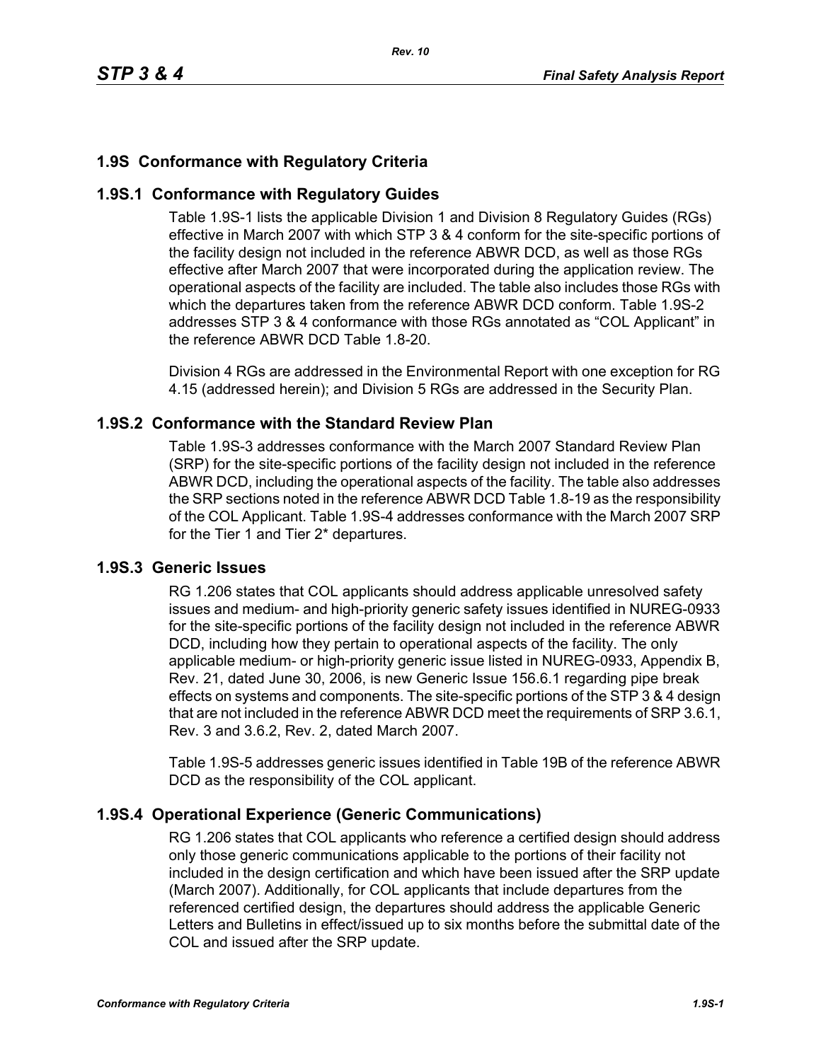## 1.9S Conformance with Regulatory Criteria

### 1.9S.1 Conformance with Regulatory Guides

Table 1.9S-1 lists the applicable Division 1 and Division 8 Regulatory Guides (RGs) effective in March 2007 with which STP 3 & 4 conform for the site-specific portions of the facility design not included in the reference ABWR DCD, as well as those RGs effective after March 2007 that were incorporated during the application review. The operational aspects of the facility are included. The table also includes those RGs with which the departures taken from the reference ABWR DCD conform. Table 1.9S-2 addresses STP 3 & 4 conformance with those RGs annotated as “COL Applicant” in the reference ABWR DCD Table 1.8-20.

Division 4 RGs are addressed in the Environmental Report with one exception for RG 4.15 (addressed herein); and Division 5 RGs are addressed in the Security Plan.

### 1.9S.2 Conformance with the Standard Review Plan

Table 1.9S-3 addresses conformance with the March 2007 Standard Review Plan (SRP) for the site-specific portions of the facility design not included in the reference ABWR DCD, including the operational aspects of the facility. The table also addresses the SRP sections noted in the reference ABWR DCD Table 1.8-19 as the responsibility of the COL Applicant. Table 1.9S-4 addresses conformance with the March 2007 SRP for the Tier 1 and Tier 2* departures.

### 1.9S.3 Generic Issues

RG 1.206 states that COL applicants should address applicable unresolved safety issues and medium- and high-priority generic safety issues identified in NUREG-0933 for the site-specific portions of the facility design not included in the reference ABWR DCD, including how they pertain to operational aspects of the facility. The only applicable medium- or high-priority generic issue listed in NUREG-0933, Appendix B, Rev. 21, dated June 30, 2006, is new Generic Issue 156.6.1 regarding pipe break effects on systems and components. The site-specific portions of the STP 3 & 4 design that are not included in the reference ABWR DCD meet the requirements of SRP 3.6.1, Rev. 3 and 3.6.2, Rev. 2, dated March 2007.

Table 1.9S-5 addresses generic issues identified in Table 19B of the reference ABWR DCD as the responsibility of the COL applicant.

### 1.9S.4 Operational Experience (Generic Communications)

RG 1.206 states that COL applicants who reference a certified design should address only those generic communications applicable to the portions of their facility not included in the design certification and which have been issued after the SRP update (March 2007). Additionally, for COL applicants that include departures from the referenced certified design, the departures should address the applicable Generic Letters and Bulletins in effect/issued up to six months before the submittal date of the COL and issued after the SRP update.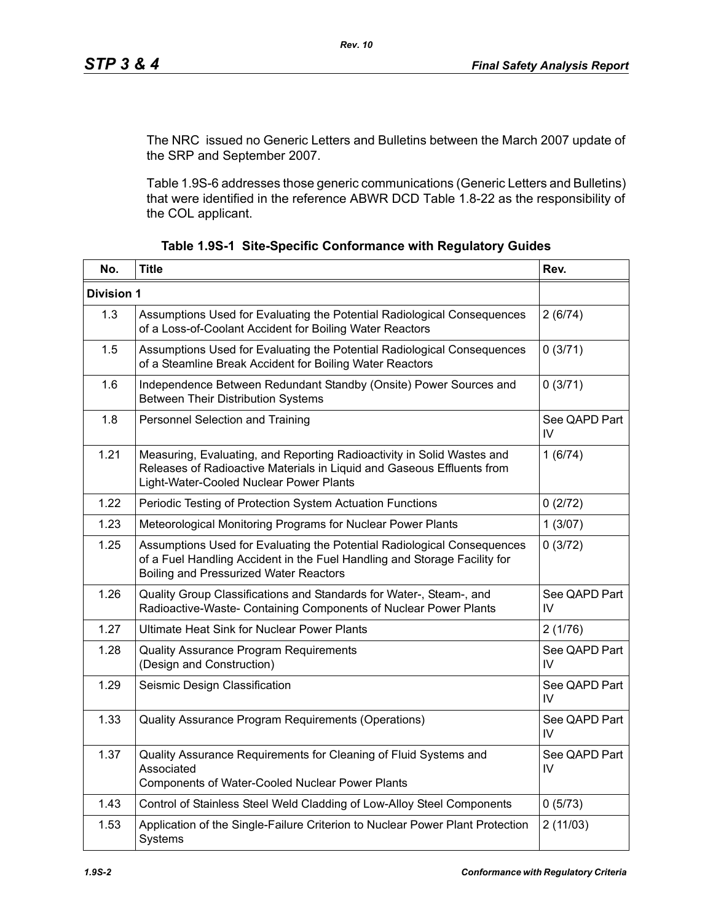The NRC issued no Generic Letters and Bulletins between the March 2007 update of the SRP and September 2007.

Table 1.9S-6 addresses those generic communications (Generic Letters and Bulletins) that were identified in the reference ABWR DCD Table 1.8-22 as the responsibility of the COL applicant.

**Table 1.9S-1 Site-Specific Conformance with Regulatory Guides**

| No. | Title | Rev. |
|---|---|---|
| **Division 1** | | |
| 1.3 | Assumptions Used for Evaluating the Potential Radiological Consequences of a Loss-of-Coolant Accident for Boiling Water Reactors | 2 (6/74) |
| 1.5 | Assumptions Used for Evaluating the Potential Radiological Consequences of a Steamline Break Accident for Boiling Water Reactors | 0 (3/71) |
| 1.6 | Independence Between Redundant Standby (Onsite) Power Sources and Between Their Distribution Systems | 0 (3/71) |
| 1.8 | Personnel Selection and Training | See QAPD Part IV |
| 1.21 | Measuring, Evaluating, and Reporting Radioactivity in Solid Wastes and Releases of Radioactive Materials in Liquid and Gaseous Effluents from Light-Water-Cooled Nuclear Power Plants | 1 (6/74) |
| 1.22 | Periodic Testing of Protection System Actuation Functions | 0 (2/72) |
| 1.23 | Meteorological Monitoring Programs for Nuclear Power Plants | 1 (3/07) |
| 1.25 | Assumptions Used for Evaluating the Potential Radiological Consequences of a Fuel Handling Accident in the Fuel Handling and Storage Facility for Boiling and Pressurized Water Reactors | 0 (3/72) |
| 1.26 | Quality Group Classifications and Standards for Water-, Steam-, and Radioactive-Waste- Containing Components of Nuclear Power Plants | See QAPD Part IV |
| 1.27 | Ultimate Heat Sink for Nuclear Power Plants | 2 (1/76) |
| 1.28 | Quality Assurance Program Requirements (Design and Construction) | See QAPD Part IV |
| 1.29 | Seismic Design Classification | See QAPD Part IV |
| 1.33 | Quality Assurance Program Requirements (Operations) | See QAPD Part IV |
| 1.37 | Quality Assurance Requirements for Cleaning of Fluid Systems and Associated Components of Water-Cooled Nuclear Power Plants | See QAPD Part IV |
| 1.43 | Control of Stainless Steel Weld Cladding of Low-Alloy Steel Components | 0 (5/73) |
| 1.53 | Application of the Single-Failure Criterion to Nuclear Power Plant Protection Systems | 2 (11/03) |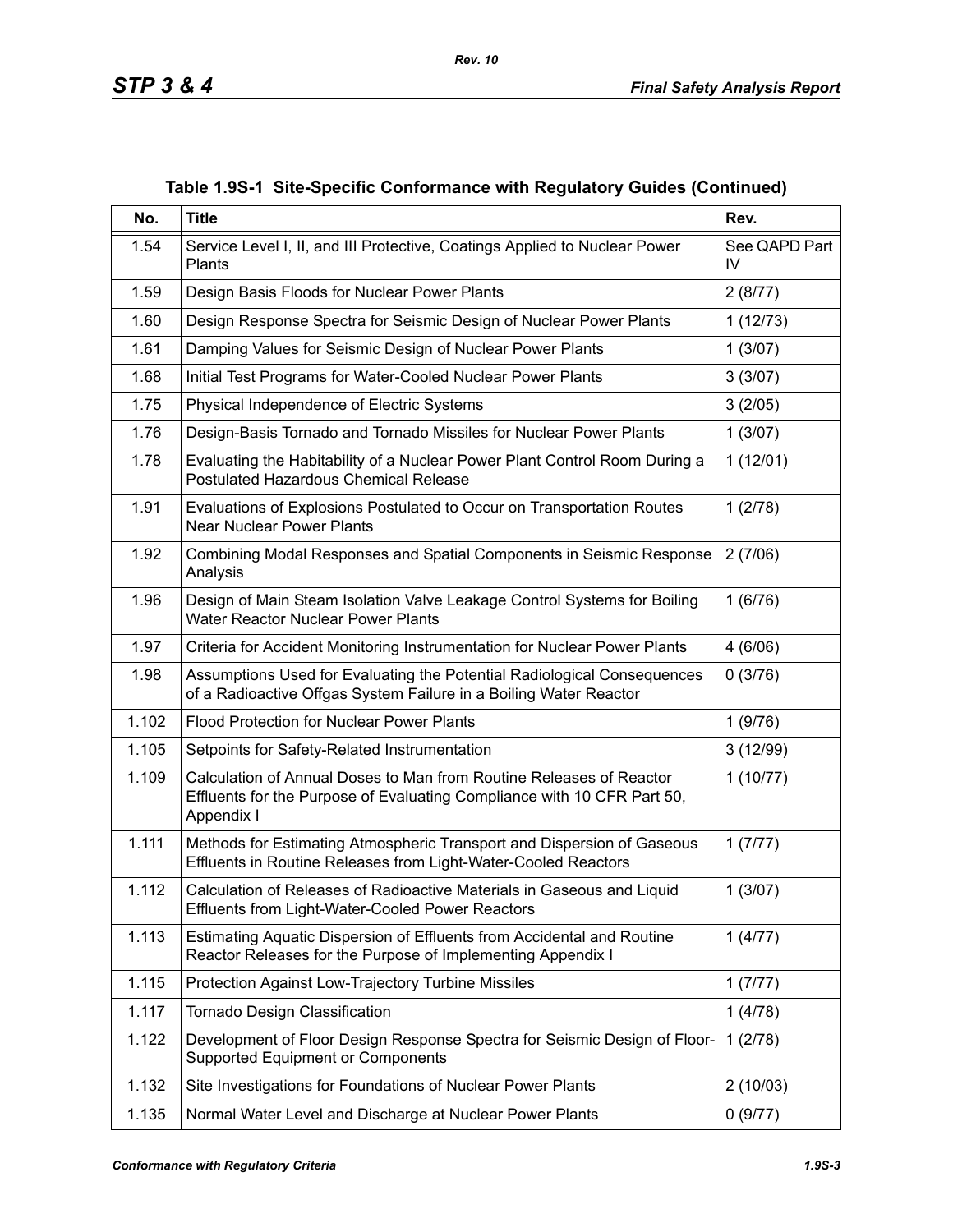**Table 1.9S-1 Site-Specific Conformance with Regulatory Guides (Continued)**

| No. | Title | Rev. |
|---|---|---|
| 1.54 | Service Level I, II, and III Protective, Coatings Applied to Nuclear Power Plants | See QAPD Part IV |
| 1.59 | Design Basis Floods for Nuclear Power Plants | 2 (8/77) |
| 1.60 | Design Response Spectra for Seismic Design of Nuclear Power Plants | 1 (12/73) |
| 1.61 | Damping Values for Seismic Design of Nuclear Power Plants | 1 (3/07) |
| 1.68 | Initial Test Programs for Water-Cooled Nuclear Power Plants | 3 (3/07) |
| 1.75 | Physical Independence of Electric Systems | 3 (2/05) |
| 1.76 | Design-Basis Tornado and Tornado Missiles for Nuclear Power Plants | 1 (3/07) |
| 1.78 | Evaluating the Habitability of a Nuclear Power Plant Control Room During a Postulated Hazardous Chemical Release | 1 (12/01) |
| 1.91 | Evaluations of Explosions Postulated to Occur on Transportation Routes Near Nuclear Power Plants | 1 (2/78) |
| 1.92 | Combining Modal Responses and Spatial Components in Seismic Response Analysis | 2 (7/06) |
| 1.96 | Design of Main Steam Isolation Valve Leakage Control Systems for Boiling Water Reactor Nuclear Power Plants | 1 (6/76) |
| 1.97 | Criteria for Accident Monitoring Instrumentation for Nuclear Power Plants | 4 (6/06) |
| 1.98 | Assumptions Used for Evaluating the Potential Radiological Consequences of a Radioactive Offgas System Failure in a Boiling Water Reactor | 0 (3/76) |
| 1.102 | Flood Protection for Nuclear Power Plants | 1 (9/76) |
| 1.105 | Setpoints for Safety-Related Instrumentation | 3 (12/99) |
| 1.109 | Calculation of Annual Doses to Man from Routine Releases of Reactor Effluents for the Purpose of Evaluating Compliance with 10 CFR Part 50, Appendix I | 1 (10/77) |
| 1.111 | Methods for Estimating Atmospheric Transport and Dispersion of Gaseous Effluents in Routine Releases from Light-Water-Cooled Reactors | 1 (7/77) |
| 1.112 | Calculation of Releases of Radioactive Materials in Gaseous and Liquid Effluents from Light-Water-Cooled Power Reactors | 1 (3/07) |
| 1.113 | Estimating Aquatic Dispersion of Effluents from Accidental and Routine Reactor Releases for the Purpose of Implementing Appendix I | 1 (4/77) |
| 1.115 | Protection Against Low-Trajectory Turbine Missiles | 1 (7/77) |
| 1.117 | Tornado Design Classification | 1 (4/78) |
| 1.122 | Development of Floor Design Response Spectra for Seismic Design of Floor-Supported Equipment or Components | 1 (2/78) |
| 1.132 | Site Investigations for Foundations of Nuclear Power Plants | 2 (10/03) |
| 1.135 | Normal Water Level and Discharge at Nuclear Power Plants | 0 (9/77) |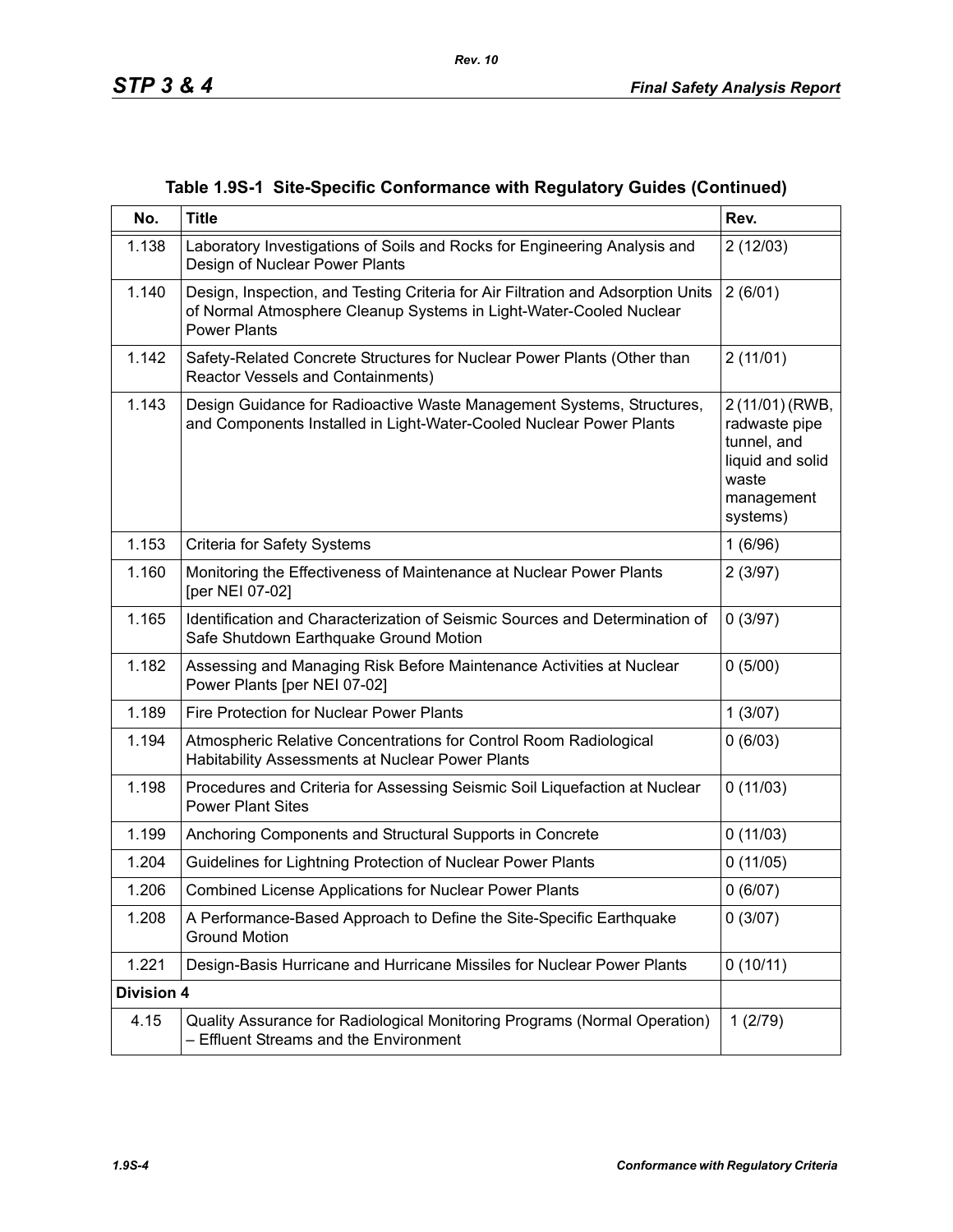**Table 1.9S-1 Site-Specific Conformance with Regulatory Guides (Continued)**

| No. | Title | Rev. |
|---|---|---|
| 1.138 | Laboratory Investigations of Soils and Rocks for Engineering Analysis and Design of Nuclear Power Plants | 2 (12/03) |
| 1.140 | Design, Inspection, and Testing Criteria for Air Filtration and Adsorption Units of Normal Atmosphere Cleanup Systems in Light-Water-Cooled Nuclear Power Plants | 2 (6/01) |
| 1.142 | Safety-Related Concrete Structures for Nuclear Power Plants (Other than Reactor Vessels and Containments) | 2 (11/01) |
| 1.143 | Design Guidance for Radioactive Waste Management Systems, Structures, and Components Installed in Light-Water-Cooled Nuclear Power Plants | 2 (11/01) (RWB, radwaste pipe tunnel, and liquid and solid waste management systems) |
| 1.153 | Criteria for Safety Systems | 1 (6/96) |
| 1.160 | Monitoring the Effectiveness of Maintenance at Nuclear Power Plants [per NEI 07-02] | 2 (3/97) |
| 1.165 | Identification and Characterization of Seismic Sources and Determination of Safe Shutdown Earthquake Ground Motion | 0 (3/97) |
| 1.182 | Assessing and Managing Risk Before Maintenance Activities at Nuclear Power Plants [per NEI 07-02] | 0 (5/00) |
| 1.189 | Fire Protection for Nuclear Power Plants | 1 (3/07) |
| 1.194 | Atmospheric Relative Concentrations for Control Room Radiological Habitability Assessments at Nuclear Power Plants | 0 (6/03) |
| 1.198 | Procedures and Criteria for Assessing Seismic Soil Liquefaction at Nuclear Power Plant Sites | 0 (11/03) |
| 1.199 | Anchoring Components and Structural Supports in Concrete | 0 (11/03) |
| 1.204 | Guidelines for Lightning Protection of Nuclear Power Plants | 0 (11/05) |
| 1.206 | Combined License Applications for Nuclear Power Plants | 0 (6/07) |
| 1.208 | A Performance-Based Approach to Define the Site-Specific Earthquake Ground Motion | 0 (3/07) |
| 1.221 | Design-Basis Hurricane and Hurricane Missiles for Nuclear Power Plants | 0 (10/11) |
| **Division 4** | | |
| 4.15 | Quality Assurance for Radiological Monitoring Programs (Normal Operation) – Effluent Streams and the Environment | 1 (2/79) |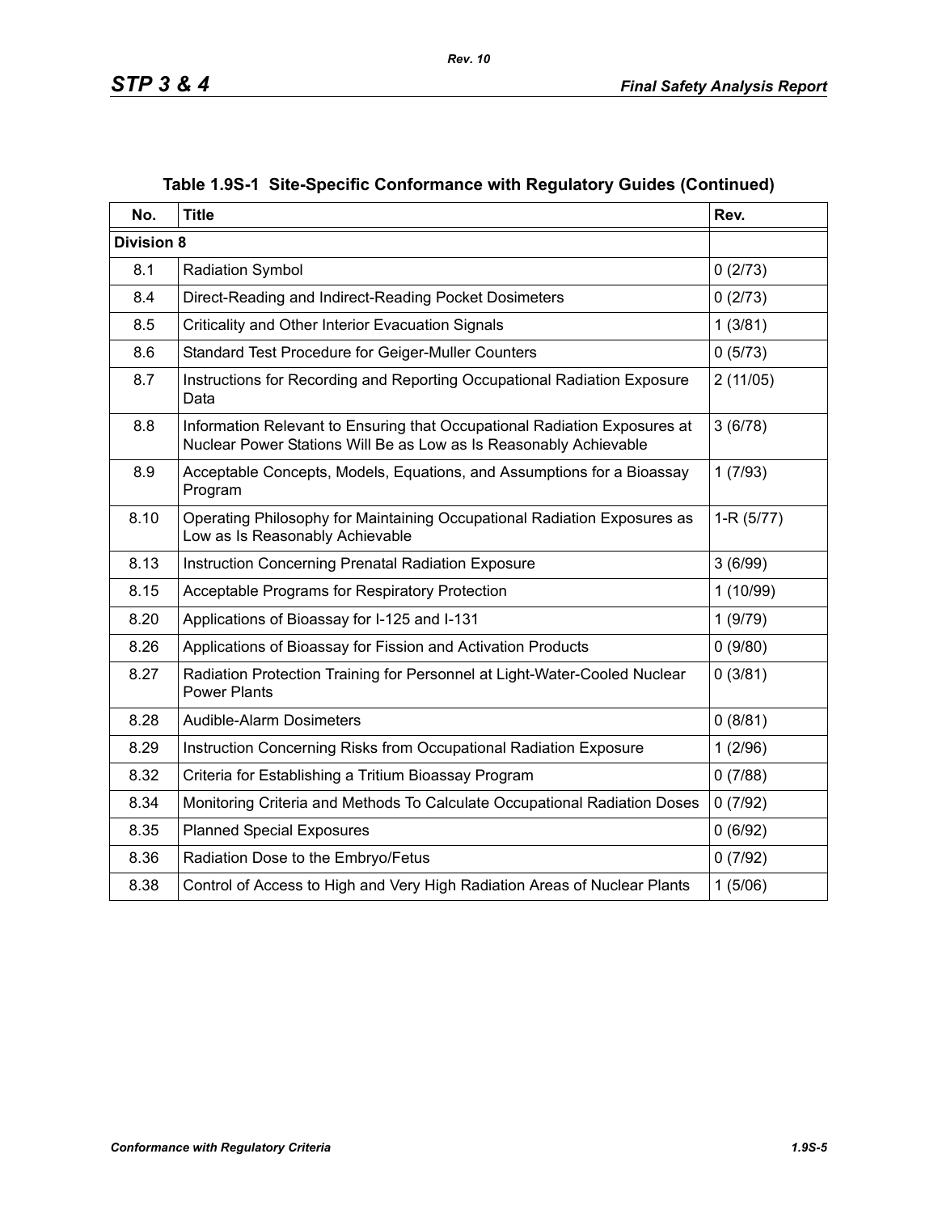### Table 1.9S-1 Site-Specific Conformance with Regulatory Guides (Continued)

| No. | Title | Rev. |
|---|---|---|
| **Division 8** | | |
| 8.1 | Radiation Symbol | 0 (2/73) |
| 8.4 | Direct-Reading and Indirect-Reading Pocket Dosimeters | 0 (2/73) |
| 8.5 | Criticality and Other Interior Evacuation Signals | 1 (3/81) |
| 8.6 | Standard Test Procedure for Geiger-Muller Counters | 0 (5/73) |
| 8.7 | Instructions for Recording and Reporting Occupational Radiation Exposure Data | 2 (11/05) |
| 8.8 | Information Relevant to Ensuring that Occupational Radiation Exposures at Nuclear Power Stations Will Be as Low as Is Reasonably Achievable | 3 (6/78) |
| 8.9 | Acceptable Concepts, Models, Equations, and Assumptions for a Bioassay Program | 1 (7/93) |
| 8.10 | Operating Philosophy for Maintaining Occupational Radiation Exposures as Low as Is Reasonably Achievable | 1-R (5/77) |
| 8.13 | Instruction Concerning Prenatal Radiation Exposure | 3 (6/99) |
| 8.15 | Acceptable Programs for Respiratory Protection | 1 (10/99) |
| 8.20 | Applications of Bioassay for I-125 and I-131 | 1 (9/79) |
| 8.26 | Applications of Bioassay for Fission and Activation Products | 0 (9/80) |
| 8.27 | Radiation Protection Training for Personnel at Light-Water-Cooled Nuclear Power Plants | 0 (3/81) |
| 8.28 | Audible-Alarm Dosimeters | 0 (8/81) |
| 8.29 | Instruction Concerning Risks from Occupational Radiation Exposure | 1 (2/96) |
| 8.32 | Criteria for Establishing a Tritium Bioassay Program | 0 (7/88) |
| 8.34 | Monitoring Criteria and Methods To Calculate Occupational Radiation Doses | 0 (7/92) |
| 8.35 | Planned Special Exposures | 0 (6/92) |
| 8.36 | Radiation Dose to the Embryo/Fetus | 0 (7/92) |
| 8.38 | Control of Access to High and Very High Radiation Areas of Nuclear Plants | 1 (5/06) |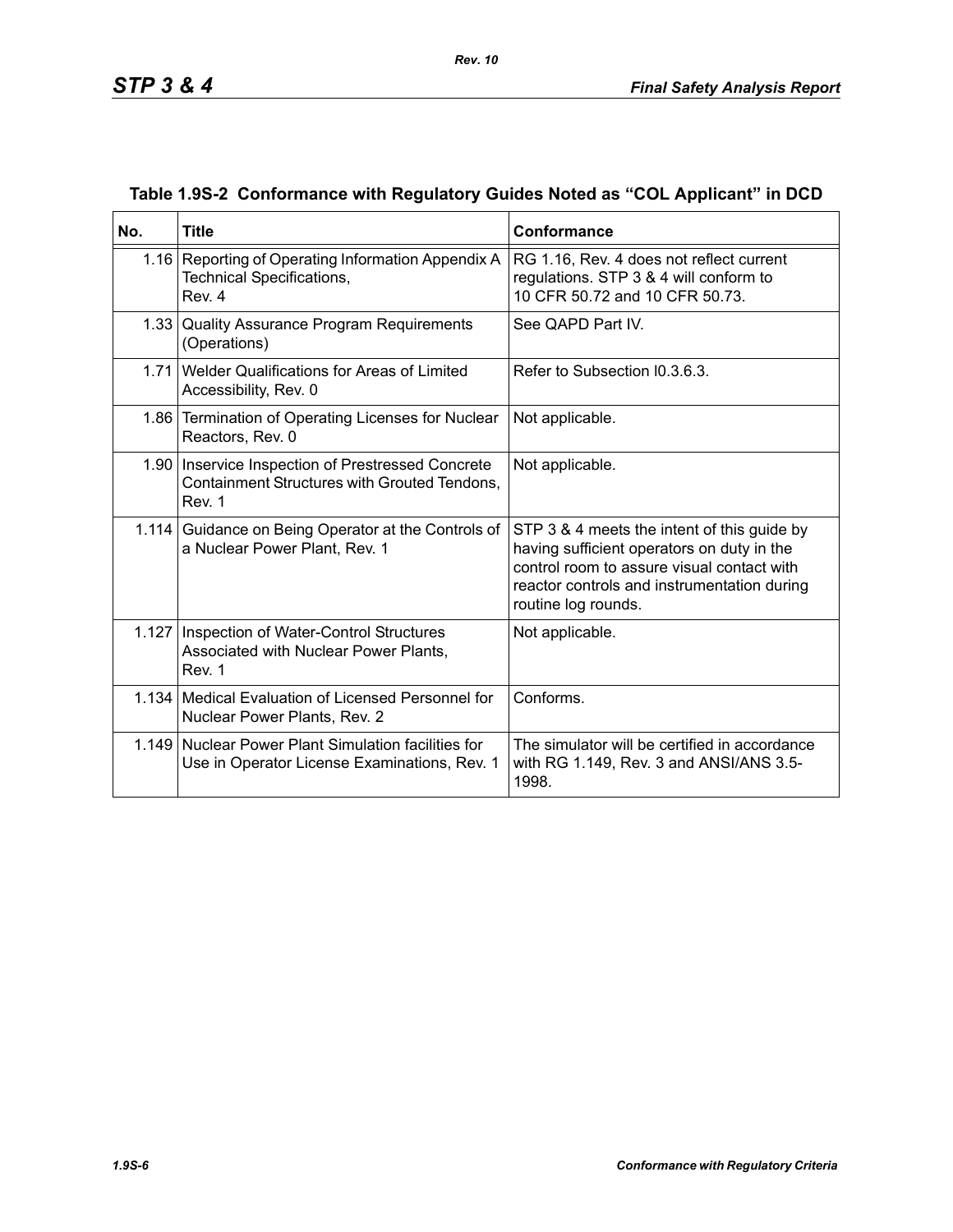## Table 1.9S-2 Conformance with Regulatory Guides Noted as “COL Applicant” in DCD

| No. | Title | Conformance |
|---|---|---|
| 1.16 | Reporting of Operating Information Appendix A Technical Specifications, Rev. 4 | RG 1.16, Rev. 4 does not reflect current regulations. STP 3 & 4 will conform to 10 CFR 50.72 and 10 CFR 50.73. |
| 1.33 | Quality Assurance Program Requirements (Operations) | See QAPD Part IV. |
| 1.71 | Welder Qualifications for Areas of Limited Accessibility, Rev. 0 | Refer to Subsection I0.3.6.3. |
| 1.86 | Termination of Operating Licenses for Nuclear Reactors, Rev. 0 | Not applicable. |
| 1.90 | Inservice Inspection of Prestressed Concrete Containment Structures with Grouted Tendons, Rev. 1 | Not applicable. |
| 1.114 | Guidance on Being Operator at the Controls of a Nuclear Power Plant, Rev. 1 | STP 3 & 4 meets the intent of this guide by having sufficient operators on duty in the control room to assure visual contact with reactor controls and instrumentation during routine log rounds. |
| 1.127 | Inspection of Water-Control Structures Associated with Nuclear Power Plants, Rev. 1 | Not applicable. |
| 1.134 | Medical Evaluation of Licensed Personnel for Nuclear Power Plants, Rev. 2 | Conforms. |
| 1.149 | Nuclear Power Plant Simulation facilities for Use in Operator License Examinations, Rev. 1 | The simulator will be certified in accordance with RG 1.149, Rev. 3 and ANSI/ANS 3.5-1998. |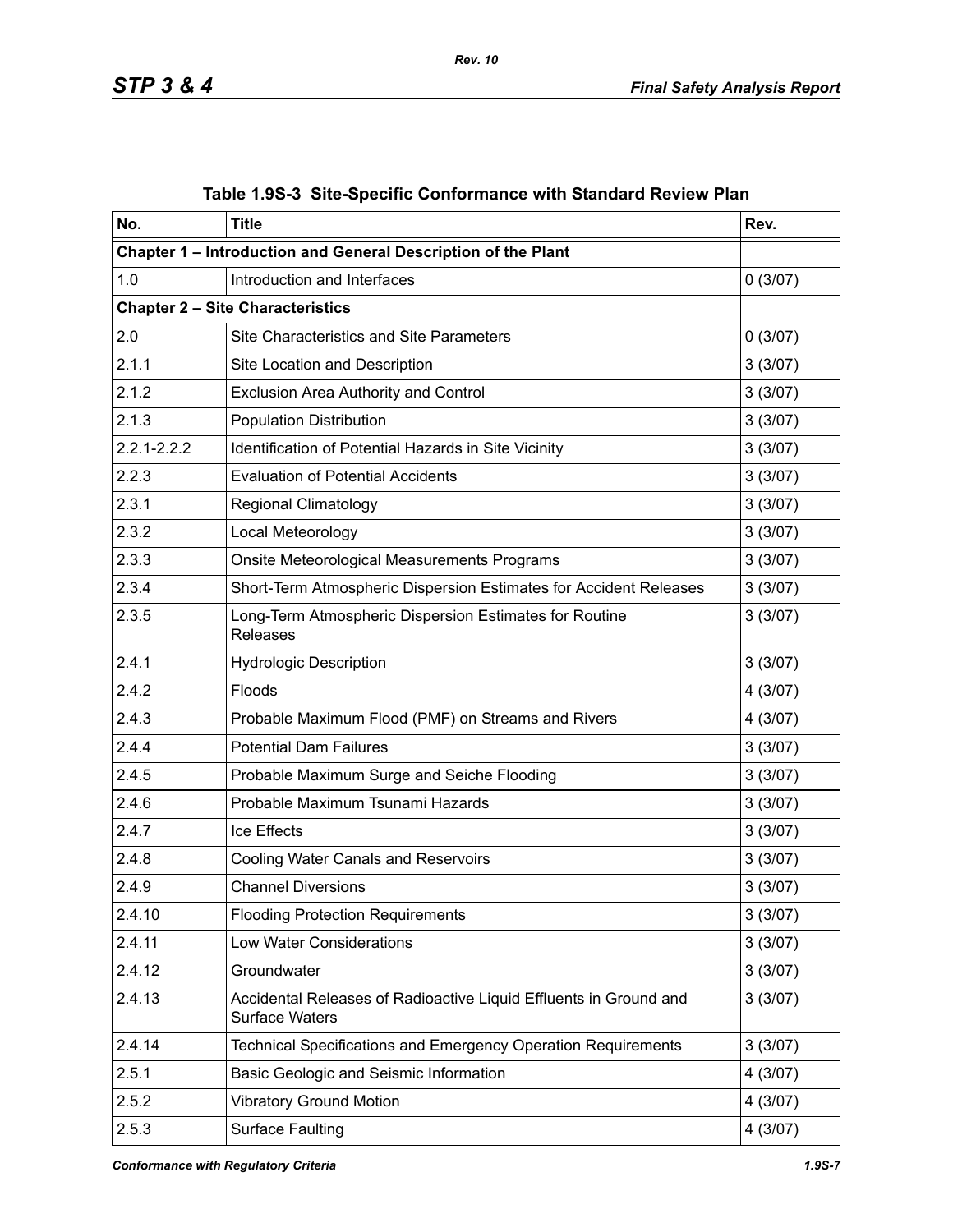**Table 1.9S-3 Site-Specific Conformance with Standard Review Plan**

| No. | Title | Rev. |
|---|---|---|
| **Chapter 1 – Introduction and General Description of the Plant** | | |
| 1.0 | Introduction and Interfaces | 0 (3/07) |
| **Chapter 2 – Site Characteristics** | | |
| 2.0 | Site Characteristics and Site Parameters | 0 (3/07) |
| 2.1.1 | Site Location and Description | 3 (3/07) |
| 2.1.2 | Exclusion Area Authority and Control | 3 (3/07) |
| 2.1.3 | Population Distribution | 3 (3/07) |
| 2.2.1-2.2.2 | Identification of Potential Hazards in Site Vicinity | 3 (3/07) |
| 2.2.3 | Evaluation of Potential Accidents | 3 (3/07) |
| 2.3.1 | Regional Climatology | 3 (3/07) |
| 2.3.2 | Local Meteorology | 3 (3/07) |
| 2.3.3 | Onsite Meteorological Measurements Programs | 3 (3/07) |
| 2.3.4 | Short-Term Atmospheric Dispersion Estimates for Accident Releases | 3 (3/07) |
| 2.3.5 | Long-Term Atmospheric Dispersion Estimates for Routine Releases | 3 (3/07) |
| 2.4.1 | Hydrologic Description | 3 (3/07) |
| 2.4.2 | Floods | 4 (3/07) |
| 2.4.3 | Probable Maximum Flood (PMF) on Streams and Rivers | 4 (3/07) |
| 2.4.4 | Potential Dam Failures | 3 (3/07) |
| 2.4.5 | Probable Maximum Surge and Seiche Flooding | 3 (3/07) |
| 2.4.6 | Probable Maximum Tsunami Hazards | 3 (3/07) |
| 2.4.7 | Ice Effects | 3 (3/07) |
| 2.4.8 | Cooling Water Canals and Reservoirs | 3 (3/07) |
| 2.4.9 | Channel Diversions | 3 (3/07) |
| 2.4.10 | Flooding Protection Requirements | 3 (3/07) |
| 2.4.11 | Low Water Considerations | 3 (3/07) |
| 2.4.12 | Groundwater | 3 (3/07) |
| 2.4.13 | Accidental Releases of Radioactive Liquid Effluents in Ground and Surface Waters | 3 (3/07) |
| 2.4.14 | Technical Specifications and Emergency Operation Requirements | 3 (3/07) |
| 2.5.1 | Basic Geologic and Seismic Information | 4 (3/07) |
| 2.5.2 | Vibratory Ground Motion | 4 (3/07) |
| 2.5.3 | Surface Faulting | 4 (3/07) |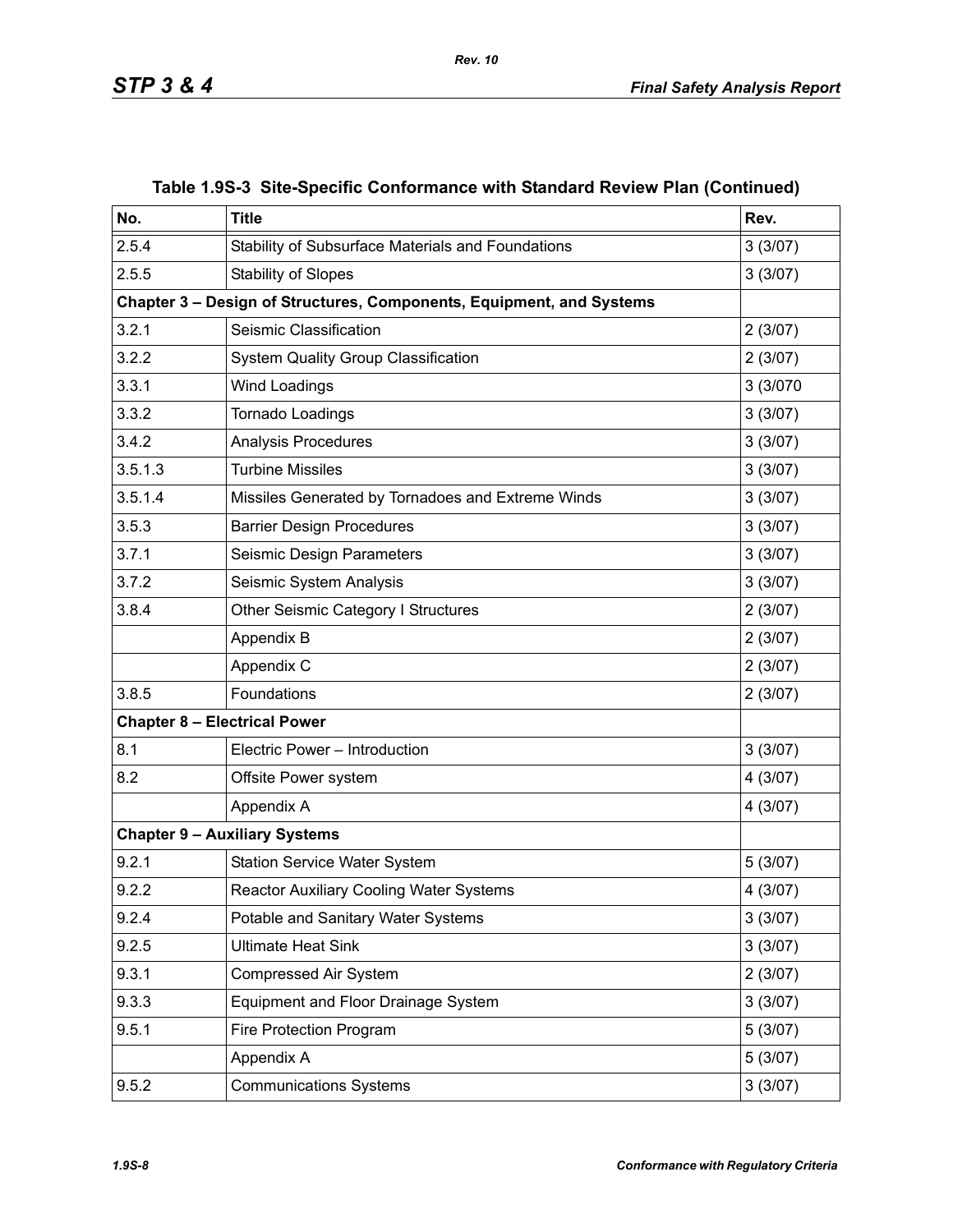## Table 1.9S-3 Site-Specific Conformance with Standard Review Plan (Continued)

| No. | Title | Rev. |
|---|---|---|
| 2.5.4 | Stability of Subsurface Materials and Foundations | 3 (3/07) |
| 2.5.5 | Stability of Slopes | 3 (3/07) |
| **Chapter 3 – Design of Structures, Components, Equipment, and Systems** | | |
| 3.2.1 | Seismic Classification | 2 (3/07) |
| 3.2.2 | System Quality Group Classification | 2 (3/07) |
| 3.3.1 | Wind Loadings | 3 (3/070 |
| 3.3.2 | Tornado Loadings | 3 (3/07) |
| 3.4.2 | Analysis Procedures | 3 (3/07) |
| 3.5.1.3 | Turbine Missiles | 3 (3/07) |
| 3.5.1.4 | Missiles Generated by Tornadoes and Extreme Winds | 3 (3/07) |
| 3.5.3 | Barrier Design Procedures | 3 (3/07) |
| 3.7.1 | Seismic Design Parameters | 3 (3/07) |
| 3.7.2 | Seismic System Analysis | 3 (3/07) |
| 3.8.4 | Other Seismic Category I Structures | 2 (3/07) |
| | Appendix B | 2 (3/07) |
| | Appendix C | 2 (3/07) |
| 3.8.5 | Foundations | 2 (3/07) |
| **Chapter 8 – Electrical Power** | | |
| 8.1 | Electric Power – Introduction | 3 (3/07) |
| 8.2 | Offsite Power system | 4 (3/07) |
| | Appendix A | 4 (3/07) |
| **Chapter 9 – Auxiliary Systems** | | |
| 9.2.1 | Station Service Water System | 5 (3/07) |
| 9.2.2 | Reactor Auxiliary Cooling Water Systems | 4 (3/07) |
| 9.2.4 | Potable and Sanitary Water Systems | 3 (3/07) |
| 9.2.5 | Ultimate Heat Sink | 3 (3/07) |
| 9.3.1 | Compressed Air System | 2 (3/07) |
| 9.3.3 | Equipment and Floor Drainage System | 3 (3/07) |
| 9.5.1 | Fire Protection Program | 5 (3/07) |
| | Appendix A | 5 (3/07) |
| 9.5.2 | Communications Systems | 3 (3/07) |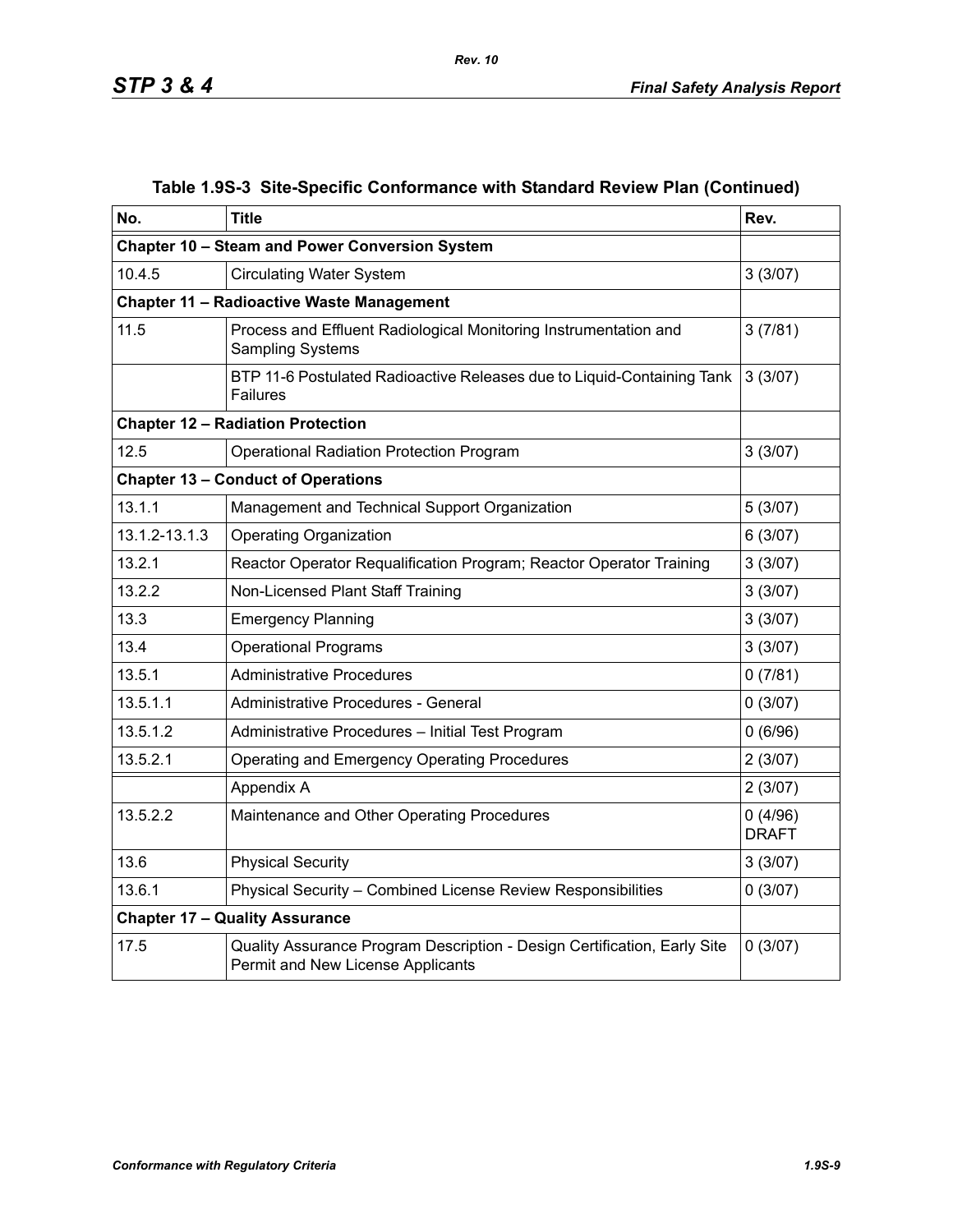**Table 1.9S-3 Site-Specific Conformance with Standard Review Plan (Continued)**

| No. | Title | Rev. |
|---|---|---|
| **Chapter 10 – Steam and Power Conversion System** | | |
| 10.4.5 | Circulating Water System | 3 (3/07) |
| **Chapter 11 – Radioactive Waste Management** | | |
| 11.5 | Process and Effluent Radiological Monitoring Instrumentation and Sampling Systems | 3 (7/81) |
| | BTP 11-6 Postulated Radioactive Releases due to Liquid-Containing Tank Failures | 3 (3/07) |
| **Chapter 12 – Radiation Protection** | | |
| 12.5 | Operational Radiation Protection Program | 3 (3/07) |
| **Chapter 13 – Conduct of Operations** | | |
| 13.1.1 | Management and Technical Support Organization | 5 (3/07) |
| 13.1.2-13.1.3 | Operating Organization | 6 (3/07) |
| 13.2.1 | Reactor Operator Requalification Program; Reactor Operator Training | 3 (3/07) |
| 13.2.2 | Non-Licensed Plant Staff Training | 3 (3/07) |
| 13.3 | Emergency Planning | 3 (3/07) |
| 13.4 | Operational Programs | 3 (3/07) |
| 13.5.1 | Administrative Procedures | 0 (7/81) |
| 13.5.1.1 | Administrative Procedures - General | 0 (3/07) |
| 13.5.1.2 | Administrative Procedures – Initial Test Program | 0 (6/96) |
| 13.5.2.1 | Operating and Emergency Operating Procedures | 2 (3/07) |
| | Appendix A | 2 (3/07) |
| 13.5.2.2 | Maintenance and Other Operating Procedures | 0 (4/96) DRAFT |
| 13.6 | Physical Security | 3 (3/07) |
| 13.6.1 | Physical Security – Combined License Review Responsibilities | 0 (3/07) |
| **Chapter 17 – Quality Assurance** | | |
| 17.5 | Quality Assurance Program Description - Design Certification, Early Site Permit and New License Applicants | 0 (3/07) |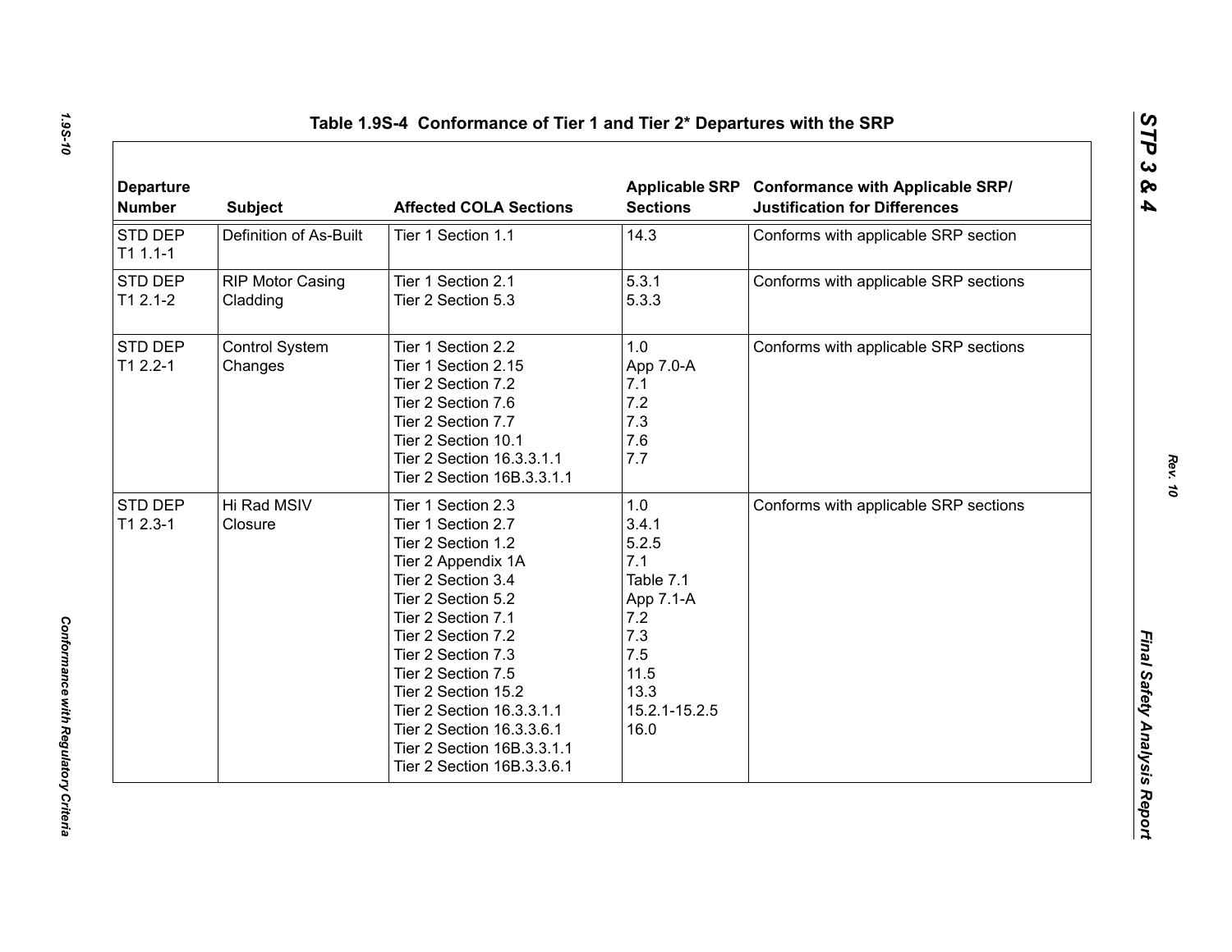**Table 1.9S-4 Conformance of Tier 1 and Tier 2* Departures with the SRP**

| Departure Number | Subject | Affected COLA Sections | Applicable SRP Sections | Conformance with Applicable SRP/ Justification for Differences |
|---|---|---|---|---|
| STD DEP T1 1.1-1 | Definition of As-Built | Tier 1 Section 1.1 | 14.3 | Conforms with applicable SRP section |
| STD DEP T1 2.1-2 | RIP Motor Casing Cladding | Tier 1 Section 2.1<br>Tier 2 Section 5.3 | 5.3.1<br>5.3.3 | Conforms with applicable SRP sections |
| STD DEP T1 2.2-1 | Control System Changes | Tier 1 Section 2.2<br>Tier 1 Section 2.15<br>Tier 2 Section 7.2<br>Tier 2 Section 7.6<br>Tier 2 Section 7.7<br>Tier 2 Section 10.1<br>Tier 2 Section 16.3.3.1.1<br>Tier 2 Section 16B.3.3.1.1 | 1.0<br>App 7.0-A<br>7.1<br>7.2<br>7.3<br>7.6<br>7.7 | Conforms with applicable SRP sections |
| STD DEP T1 2.3-1 | Hi Rad MSIV Closure | Tier 1 Section 2.3<br>Tier 1 Section 2.7<br>Tier 2 Section 1.2<br>Tier 2 Appendix 1A<br>Tier 2 Section 3.4<br>Tier 2 Section 5.2<br>Tier 2 Section 7.1<br>Tier 2 Section 7.2<br>Tier 2 Section 7.3<br>Tier 2 Section 7.5<br>Tier 2 Section 15.2<br>Tier 2 Section 16.3.3.1.1<br>Tier 2 Section 16.3.3.6.1<br>Tier 2 Section 16B.3.3.1.1<br>Tier 2 Section 16B.3.3.6.1 | 1.0<br>3.4.1<br>5.2.5<br>7.1<br>Table 7.1<br>App 7.1-A<br>7.2<br>7.3<br>7.5<br>11.5<br>13.3<br>15.2.1-15.2.5<br>16.0 | Conforms with applicable SRP sections |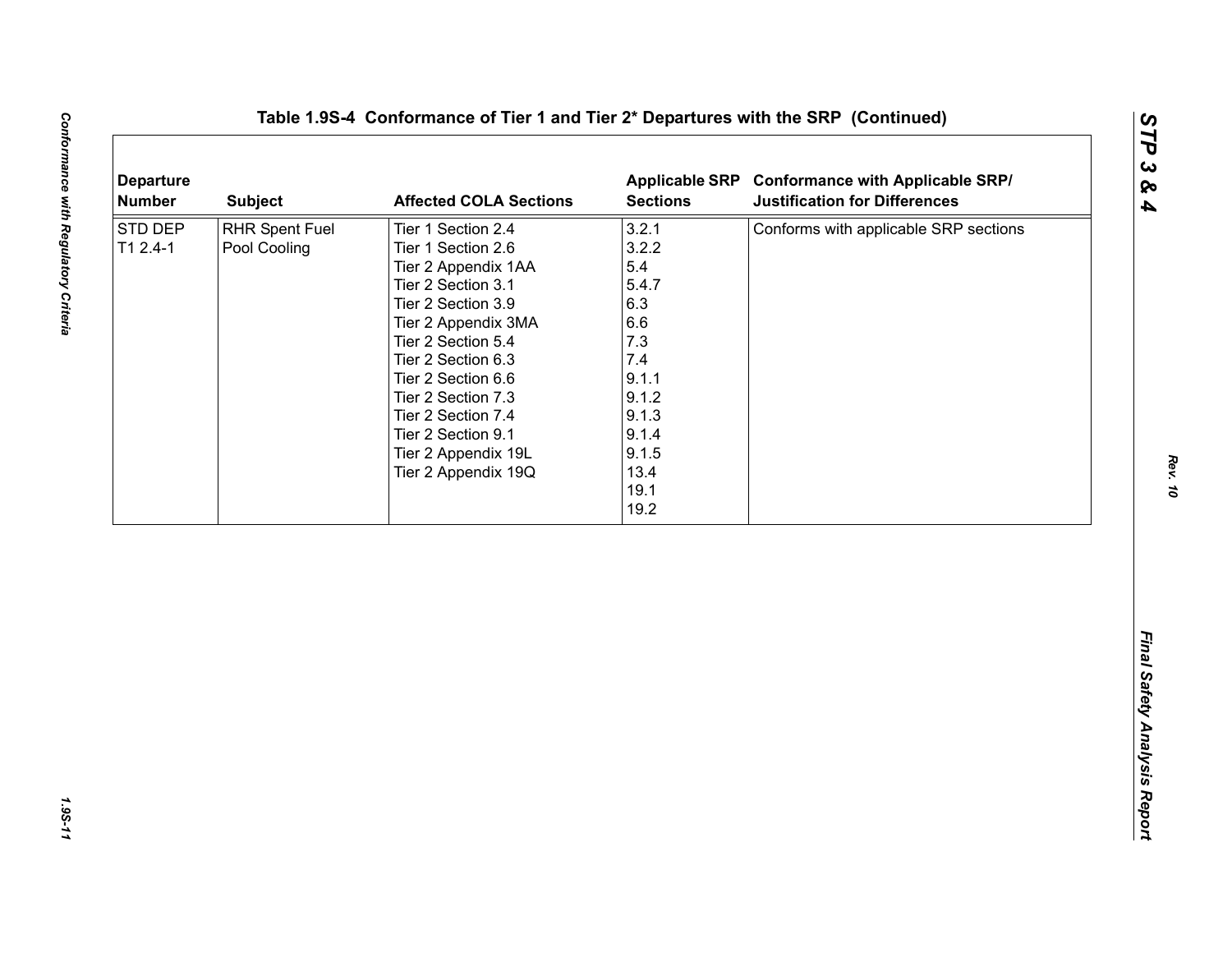**Table 1.9S-4 Conformance of Tier 1 and Tier 2* Departures with the SRP (Continued)**

| Departure Number | Subject | Affected COLA Sections | Applicable SRP Sections | Conformance with Applicable SRP/ Justification for Differences |
|---|---|---|---|---|
| STD DEP T1 2.4-1 | RHR Spent Fuel Pool Cooling | Tier 1 Section 2.4<br>Tier 1 Section 2.6<br>Tier 2 Appendix 1AA<br>Tier 2 Section 3.1<br>Tier 2 Section 3.9<br>Tier 2 Appendix 3MA<br>Tier 2 Section 5.4<br>Tier 2 Section 6.3<br>Tier 2 Section 6.6<br>Tier 2 Section 7.3<br>Tier 2 Section 7.4<br>Tier 2 Section 9.1<br>Tier 2 Appendix 19L<br>Tier 2 Appendix 19Q | 3.2.1<br>3.2.2<br>5.4<br>5.4.7<br>6.3<br>6.6<br>7.3<br>7.4<br>9.1.1<br>9.1.2<br>9.1.3<br>9.1.4<br>9.1.5<br>13.4<br>19.1<br>19.2 | Conforms with applicable SRP sections |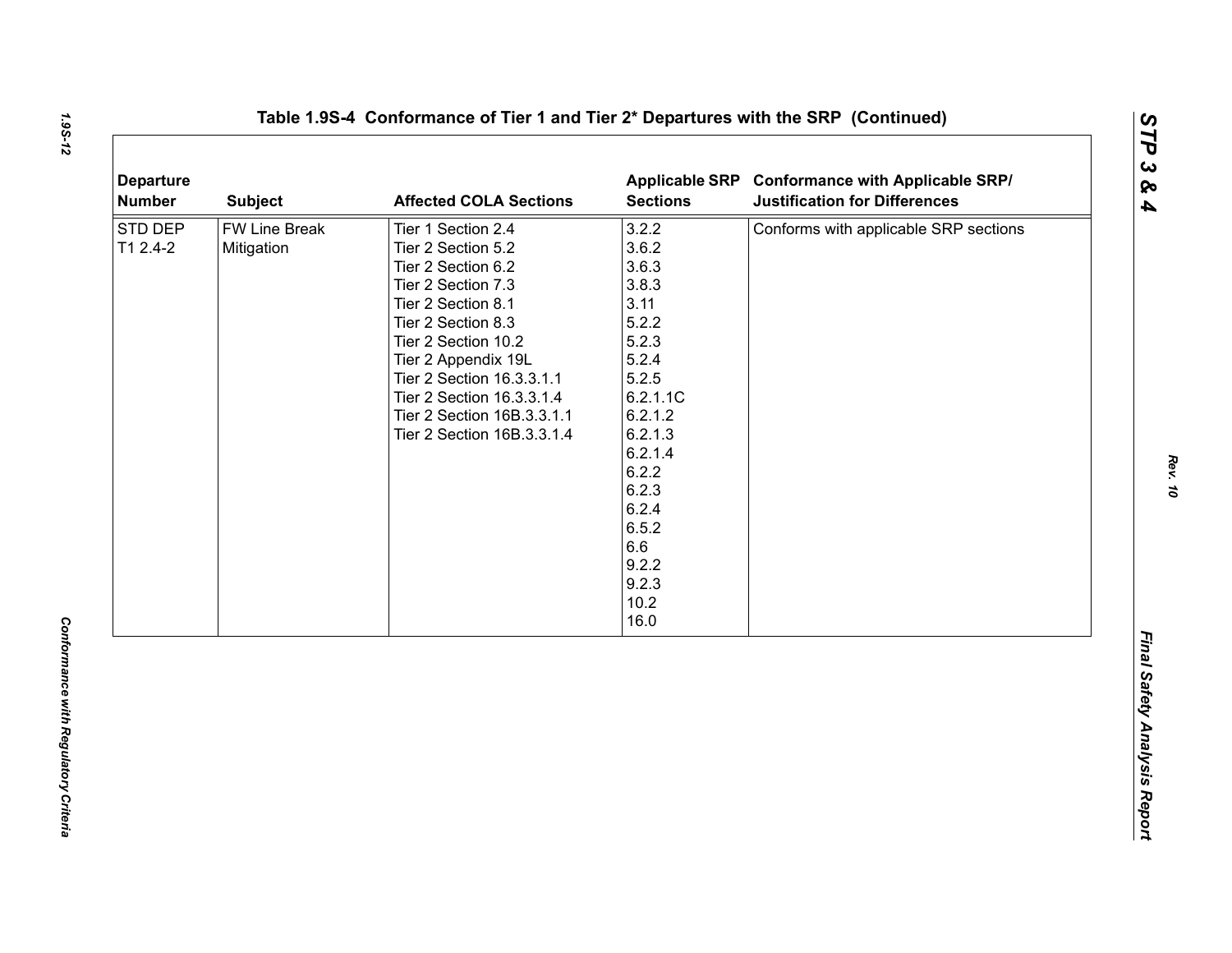# Table 1.9S-4 Conformance of Tier 1 and Tier 2* Departures with the SRP (Continued)

| Departure Number | Subject | Affected COLA Sections | Applicable SRP Sections | Conformance with Applicable SRP/ Justification for Differences |
|---|---|---|---|---|
| STD DEP T1 2.4-2 | FW Line Break Mitigation | Tier 1 Section 2.4<br>Tier 2 Section 5.2<br>Tier 2 Section 6.2<br>Tier 2 Section 7.3<br>Tier 2 Section 8.1<br>Tier 2 Section 8.3<br>Tier 2 Section 10.2<br>Tier 2 Appendix 19L<br>Tier 2 Section 16.3.3.1.1<br>Tier 2 Section 16.3.3.1.4<br>Tier 2 Section 16B.3.3.1.1<br>Tier 2 Section 16B.3.3.1.4 | 3.2.2<br>3.6.2<br>3.6.3<br>3.8.3<br>3.11<br>5.2.2<br>5.2.3<br>5.2.4<br>5.2.5<br>6.2.1.1C<br>6.2.1.2<br>6.2.1.3<br>6.2.1.4<br>6.2.2<br>6.2.3<br>6.2.4<br>6.5.2<br>6.6<br>9.2.2<br>9.2.3<br>10.2<br>16.0 | Conforms with applicable SRP sections |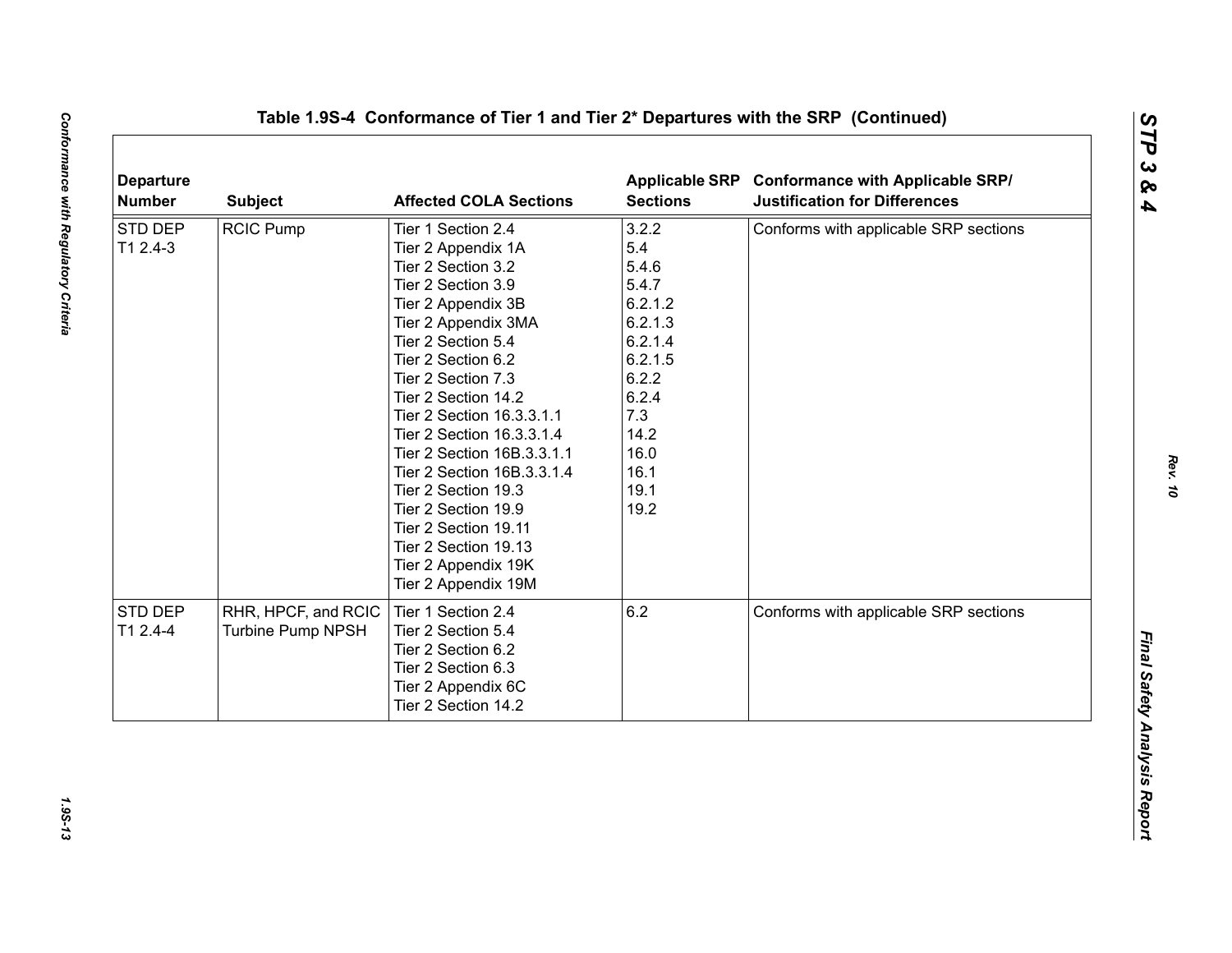## Table 1.9S-4 Conformance of Tier 1 and Tier 2* Departures with the SRP (Continued)

| Departure Number | Subject | Affected COLA Sections | Applicable SRP Sections | Conformance with Applicable SRP/ Justification for Differences |
|---|---|---|---|---|
| STD DEP T1 2.4-3 | RCIC Pump | Tier 1 Section 2.4<br>Tier 2 Appendix 1A<br>Tier 2 Section 3.2<br>Tier 2 Section 3.9<br>Tier 2 Appendix 3B<br>Tier 2 Appendix 3MA<br>Tier 2 Section 5.4<br>Tier 2 Section 6.2<br>Tier 2 Section 7.3<br>Tier 2 Section 14.2<br>Tier 2 Section 16.3.3.1.1<br>Tier 2 Section 16.3.3.1.4<br>Tier 2 Section 16B.3.3.1.1<br>Tier 2 Section 16B.3.3.1.4<br>Tier 2 Section 19.3<br>Tier 2 Section 19.9<br>Tier 2 Section 19.11<br>Tier 2 Section 19.13<br>Tier 2 Appendix 19K<br>Tier 2 Appendix 19M | 3.2.2<br>5.4<br>5.4.6<br>5.4.7<br>6.2.1.2<br>6.2.1.3<br>6.2.1.4<br>6.2.1.5<br>6.2.2<br>6.2.4<br>7.3<br>14.2<br>16.0<br>16.1<br>19.1<br>19.2 | Conforms with applicable SRP sections |
| STD DEP T1 2.4-4 | RHR, HPCF, and RCIC Turbine Pump NPSH | Tier 1 Section 2.4<br>Tier 2 Section 5.4<br>Tier 2 Section 6.2<br>Tier 2 Section 6.3<br>Tier 2 Appendix 6C<br>Tier 2 Section 14.2 | 6.2 | Conforms with applicable SRP sections |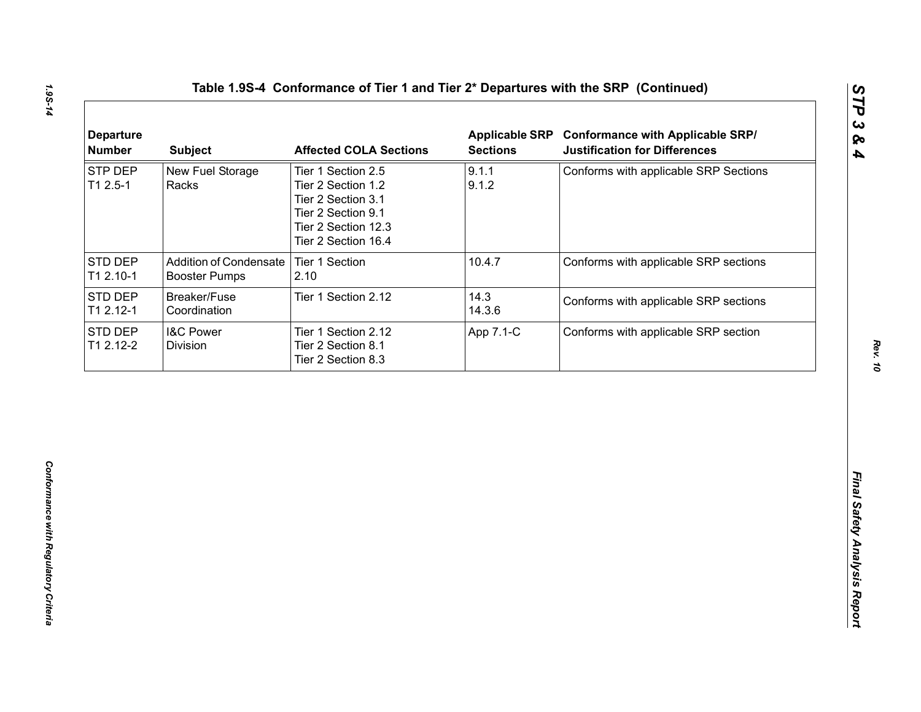## Table 1.9S-4 Conformance of Tier 1 and Tier 2* Departures with the SRP (Continued)

| Departure Number | Subject | Affected COLA Sections | Applicable SRP Sections | Conformance with Applicable SRP/ Justification for Differences |
|---|---|---|---|---|
| STP DEP T1 2.5-1 | New Fuel Storage Racks | Tier 1 Section 2.5<br>Tier 2 Section 1.2<br>Tier 2 Section 3.1<br>Tier 2 Section 9.1<br>Tier 2 Section 12.3<br>Tier 2 Section 16.4 | 9.1.1<br>9.1.2 | Conforms with applicable SRP Sections |
| STD DEP T1 2.10-1 | Addition of Condensate Booster Pumps | Tier 1 Section 2.10 | 10.4.7 | Conforms with applicable SRP sections |
| STD DEP T1 2.12-1 | Breaker/Fuse Coordination | Tier 1 Section 2.12 | 14.3<br>14.3.6 | Conforms with applicable SRP sections |
| STD DEP T1 2.12-2 | I&C Power Division | Tier 1 Section 2.12<br>Tier 2 Section 8.1<br>Tier 2 Section 8.3 | App 7.1-C | Conforms with applicable SRP section |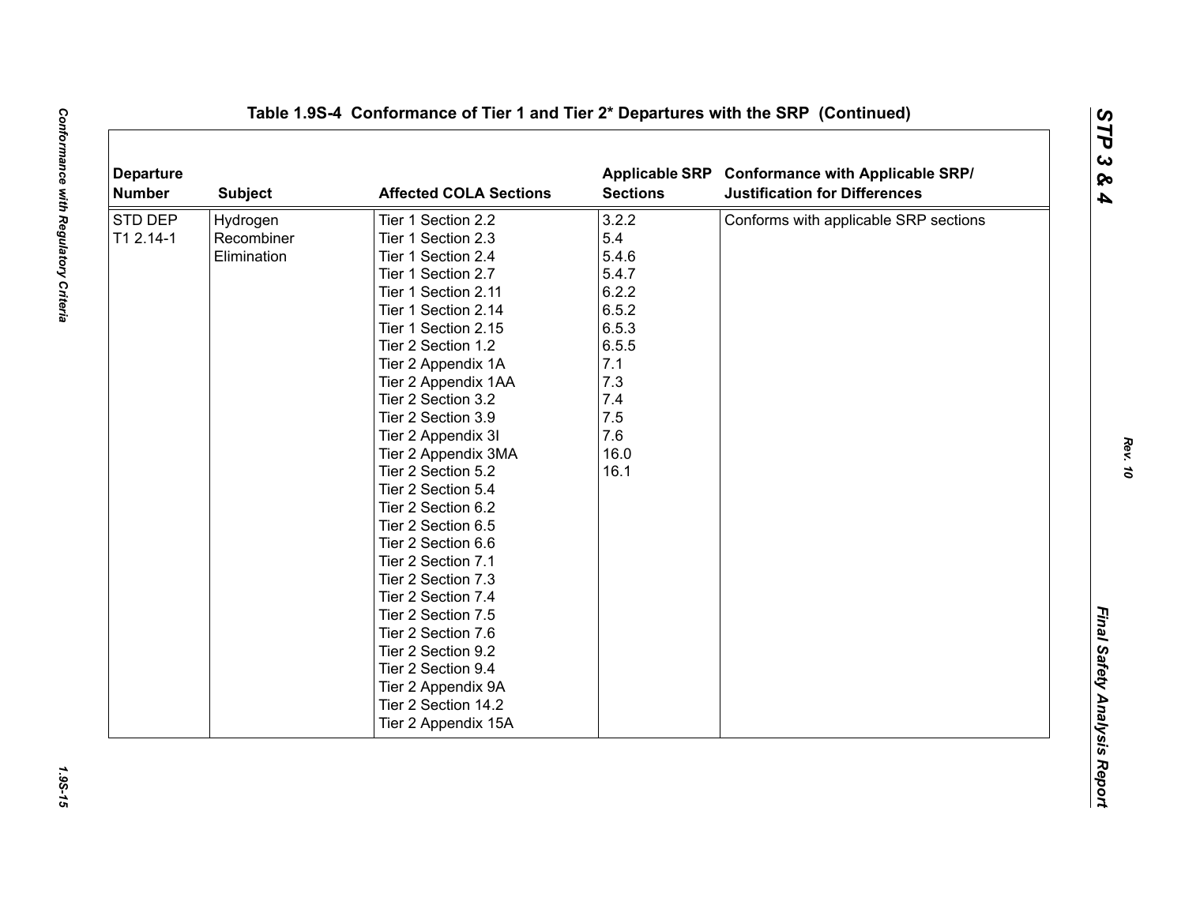## Table 1.9S-4 Conformance of Tier 1 and Tier 2* Departures with the SRP (Continued)

| Departure Number | Subject | Affected COLA Sections | Applicable SRP Sections | Conformance with Applicable SRP/ Justification for Differences |
|---|---|---|---|---|
| STD DEP T1 2.14-1 | Hydrogen Recombiner Elimination | Tier 1 Section 2.2<br>Tier 1 Section 2.3<br>Tier 1 Section 2.4<br>Tier 1 Section 2.7<br>Tier 1 Section 2.11<br>Tier 1 Section 2.14<br>Tier 1 Section 2.15<br>Tier 2 Section 1.2<br>Tier 2 Appendix 1A<br>Tier 2 Appendix 1AA<br>Tier 2 Section 3.2<br>Tier 2 Section 3.9<br>Tier 2 Appendix 3I<br>Tier 2 Appendix 3MA<br>Tier 2 Section 5.2<br>Tier 2 Section 5.4<br>Tier 2 Section 6.2<br>Tier 2 Section 6.5<br>Tier 2 Section 6.6<br>Tier 2 Section 7.1<br>Tier 2 Section 7.3<br>Tier 2 Section 7.4<br>Tier 2 Section 7.5<br>Tier 2 Section 7.6<br>Tier 2 Section 9.2<br>Tier 2 Section 9.4<br>Tier 2 Appendix 9A<br>Tier 2 Section 14.2<br>Tier 2 Appendix 15A | 3.2.2<br>5.4<br>5.4.6<br>5.4.7<br>6.2.2<br>6.5.2<br>6.5.3<br>6.5.5<br>7.1<br>7.3<br>7.4<br>7.5<br>7.6<br>16.0<br>16.1 | Conforms with applicable SRP sections |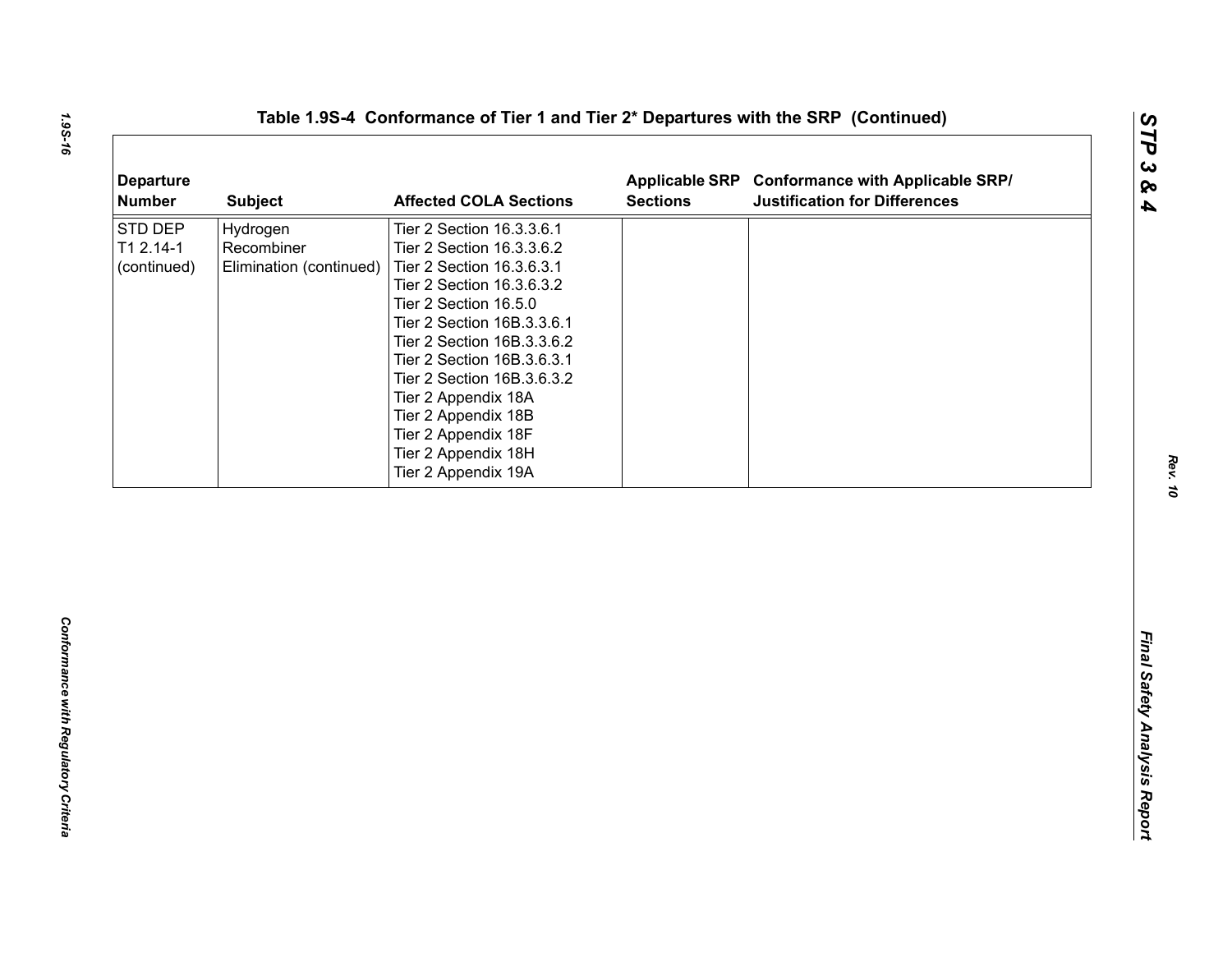## Table 1.9S-4 Conformance of Tier 1 and Tier 2* Departures with the SRP (Continued)

| Departure Number | Subject | Affected COLA Sections | Applicable SRP Sections | Conformance with Applicable SRP/ Justification for Differences |
|---|---|---|---|---|
| STD DEP T1 2.14-1 (continued) | Hydrogen Recombiner Elimination (continued) | Tier 2 Section 16.3.3.6.1<br>Tier 2 Section 16.3.3.6.2<br>Tier 2 Section 16.3.6.3.1<br>Tier 2 Section 16.3.6.3.2<br>Tier 2 Section 16.5.0<br>Tier 2 Section 16B.3.3.6.1<br>Tier 2 Section 16B.3.3.6.2<br>Tier 2 Section 16B.3.6.3.1<br>Tier 2 Section 16B.3.6.3.2<br>Tier 2 Appendix 18A<br>Tier 2 Appendix 18B<br>Tier 2 Appendix 18F<br>Tier 2 Appendix 18H<br>Tier 2 Appendix 19A | | |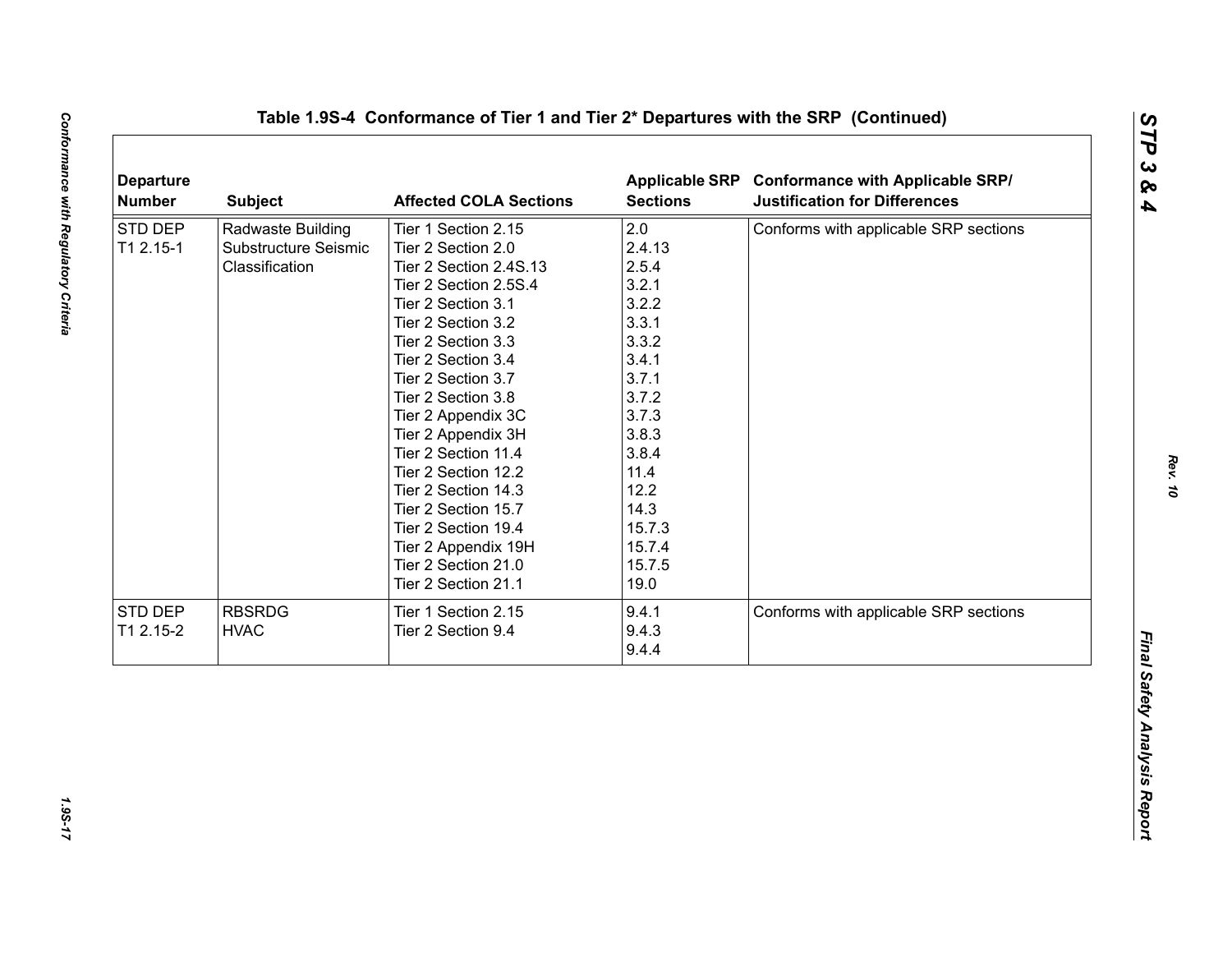## Table 1.9S-4 Conformance of Tier 1 and Tier 2* Departures with the SRP (Continued)

| Departure Number | Subject | Affected COLA Sections | Applicable SRP Sections | Conformance with Applicable SRP/ Justification for Differences |
|---|---|---|---|---|
| STD DEP T1 2.15-1 | Radwaste Building Substructure Seismic Classification | Tier 1 Section 2.15<br>Tier 2 Section 2.0<br>Tier 2 Section 2.4S.13<br>Tier 2 Section 2.5S.4<br>Tier 2 Section 3.1<br>Tier 2 Section 3.2<br>Tier 2 Section 3.3<br>Tier 2 Section 3.4<br>Tier 2 Section 3.7<br>Tier 2 Section 3.8<br>Tier 2 Appendix 3C<br>Tier 2 Appendix 3H<br>Tier 2 Section 11.4<br>Tier 2 Section 12.2<br>Tier 2 Section 14.3<br>Tier 2 Section 15.7<br>Tier 2 Section 19.4<br>Tier 2 Appendix 19H<br>Tier 2 Section 21.0<br>Tier 2 Section 21.1 | 2.0<br>2.4.13<br>2.5.4<br>3.2.1<br>3.2.2<br>3.3.1<br>3.3.2<br>3.4.1<br>3.7.1<br>3.7.2<br>3.7.3<br>3.8.3<br>3.8.4<br>11.4<br>12.2<br>14.3<br>15.7.3<br>15.7.4<br>15.7.5<br>19.0 | Conforms with applicable SRP sections |
| STD DEP T1 2.15-2 | RBSRDG HVAC | Tier 1 Section 2.15<br>Tier 2 Section 9.4 | 9.4.1<br>9.4.3<br>9.4.4 | Conforms with applicable SRP sections |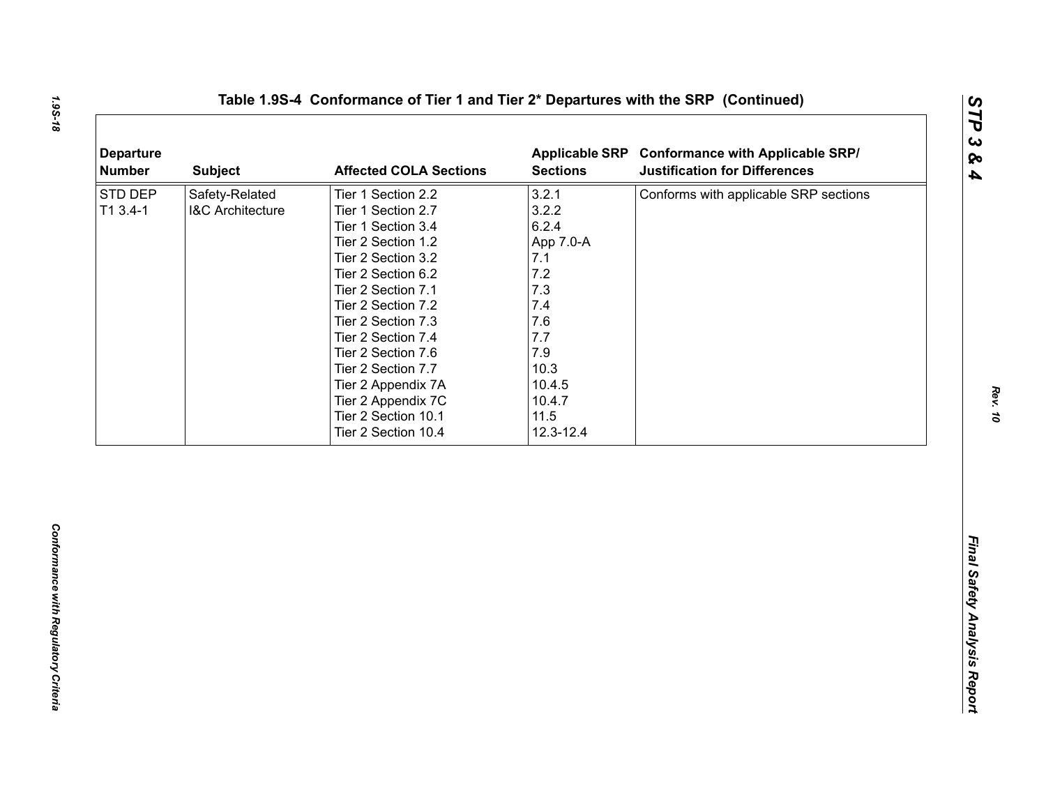**Table 1.9S-4 Conformance of Tier 1 and Tier 2* Departures with the SRP (Continued)**

| Departure Number | Subject | Affected COLA Sections | Applicable SRP Sections | Conformance with Applicable SRP/ Justification for Differences |
|---|---|---|---|---|
| STD DEP T1 3.4-1 | Safety-Related I&C Architecture | Tier 1 Section 2.2<br>Tier 1 Section 2.7<br>Tier 1 Section 3.4<br>Tier 2 Section 1.2<br>Tier 2 Section 3.2<br>Tier 2 Section 6.2<br>Tier 2 Section 7.1<br>Tier 2 Section 7.2<br>Tier 2 Section 7.3<br>Tier 2 Section 7.4<br>Tier 2 Section 7.6<br>Tier 2 Section 7.7<br>Tier 2 Appendix 7A<br>Tier 2 Appendix 7C<br>Tier 2 Section 10.1<br>Tier 2 Section 10.4 | 3.2.1<br>3.2.2<br>6.2.4<br>App 7.0-A<br>7.1<br>7.2<br>7.3<br>7.4<br>7.6<br>7.7<br>7.9<br>10.3<br>10.4.5<br>10.4.7<br>11.5<br>12.3-12.4 | Conforms with applicable SRP sections |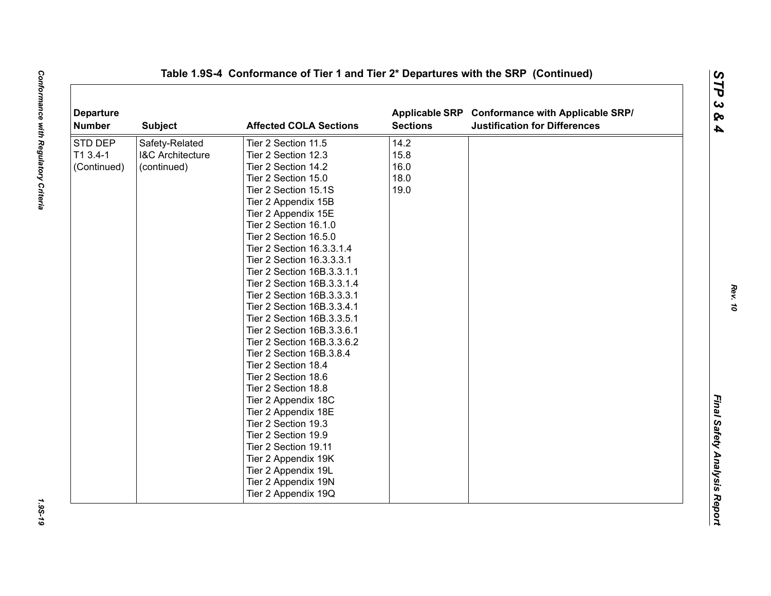**Table 1.9S-4 Conformance of Tier 1 and Tier 2* Departures with the SRP (Continued)**

| Departure Number | Subject | Affected COLA Sections | Applicable SRP Sections | Conformance with Applicable SRP/ Justification for Differences |
|---|---|---|---|---|
| STD DEP T1 3.4-1 (Continued) | Safety-Related I&C Architecture (continued) | Tier 2 Section 11.5<br>Tier 2 Section 12.3<br>Tier 2 Section 14.2<br>Tier 2 Section 15.0<br>Tier 2 Section 15.1S<br>Tier 2 Appendix 15B<br>Tier 2 Appendix 15E<br>Tier 2 Section 16.1.0<br>Tier 2 Section 16.5.0<br>Tier 2 Section 16.3.3.1.4<br>Tier 2 Section 16.3.3.3.1<br>Tier 2 Section 16B.3.3.1.1<br>Tier 2 Section 16B.3.3.1.4<br>Tier 2 Section 16B.3.3.3.1<br>Tier 2 Section 16B.3.3.4.1<br>Tier 2 Section 16B.3.3.5.1<br>Tier 2 Section 16B.3.3.6.1<br>Tier 2 Section 16B.3.3.6.2<br>Tier 2 Section 16B.3.8.4<br>Tier 2 Section 18.4<br>Tier 2 Section 18.6<br>Tier 2 Section 18.8<br>Tier 2 Appendix 18C<br>Tier 2 Appendix 18E<br>Tier 2 Section 19.3<br>Tier 2 Section 19.9<br>Tier 2 Section 19.11<br>Tier 2 Appendix 19K<br>Tier 2 Appendix 19L<br>Tier 2 Appendix 19N<br>Tier 2 Appendix 19Q | 14.2<br>15.8<br>16.0<br>18.0<br>19.0 | |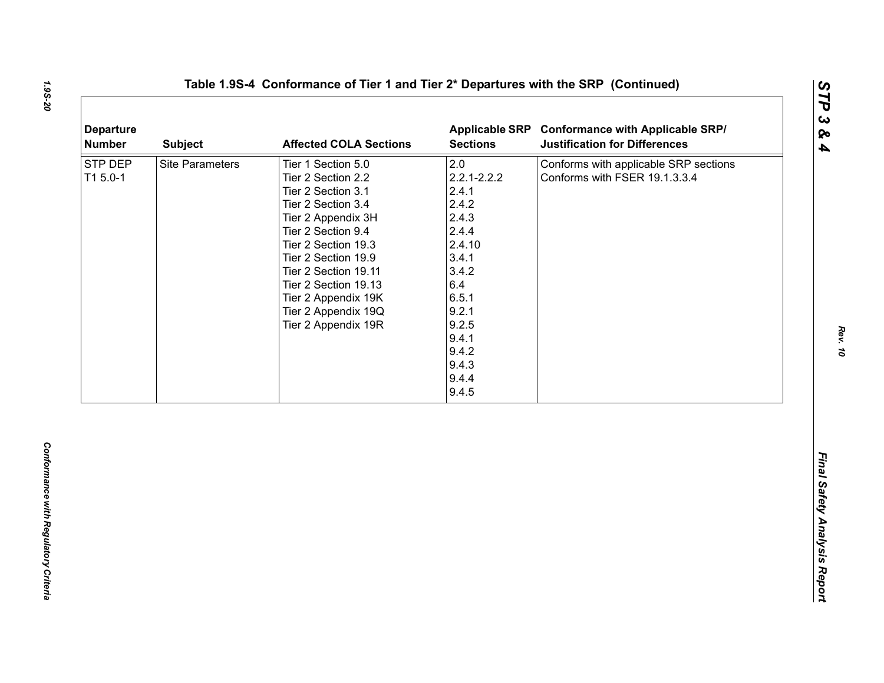## Table 1.9S-4 Conformance of Tier 1 and Tier 2* Departures with the SRP (Continued)

| Departure Number | Subject | Affected COLA Sections | Applicable SRP Sections | Conformance with Applicable SRP/ Justification for Differences |
|---|---|---|---|---|
| STP DEP T1 5.0-1 | Site Parameters | Tier 1 Section 5.0<br>Tier 2 Section 2.2<br>Tier 2 Section 3.1<br>Tier 2 Section 3.4<br>Tier 2 Appendix 3H<br>Tier 2 Section 9.4<br>Tier 2 Section 19.3<br>Tier 2 Section 19.9<br>Tier 2 Section 19.11<br>Tier 2 Section 19.13<br>Tier 2 Appendix 19K<br>Tier 2 Appendix 19Q<br>Tier 2 Appendix 19R | 2.0<br>2.2.1-2.2.2<br>2.4.1<br>2.4.2<br>2.4.3<br>2.4.4<br>2.4.10<br>3.4.1<br>3.4.2<br>6.4<br>6.5.1<br>9.2.1<br>9.2.5<br>9.4.1<br>9.4.2<br>9.4.3<br>9.4.4<br>9.4.5 | Conforms with applicable SRP sections<br>Conforms with FSER 19.1.3.3.4 |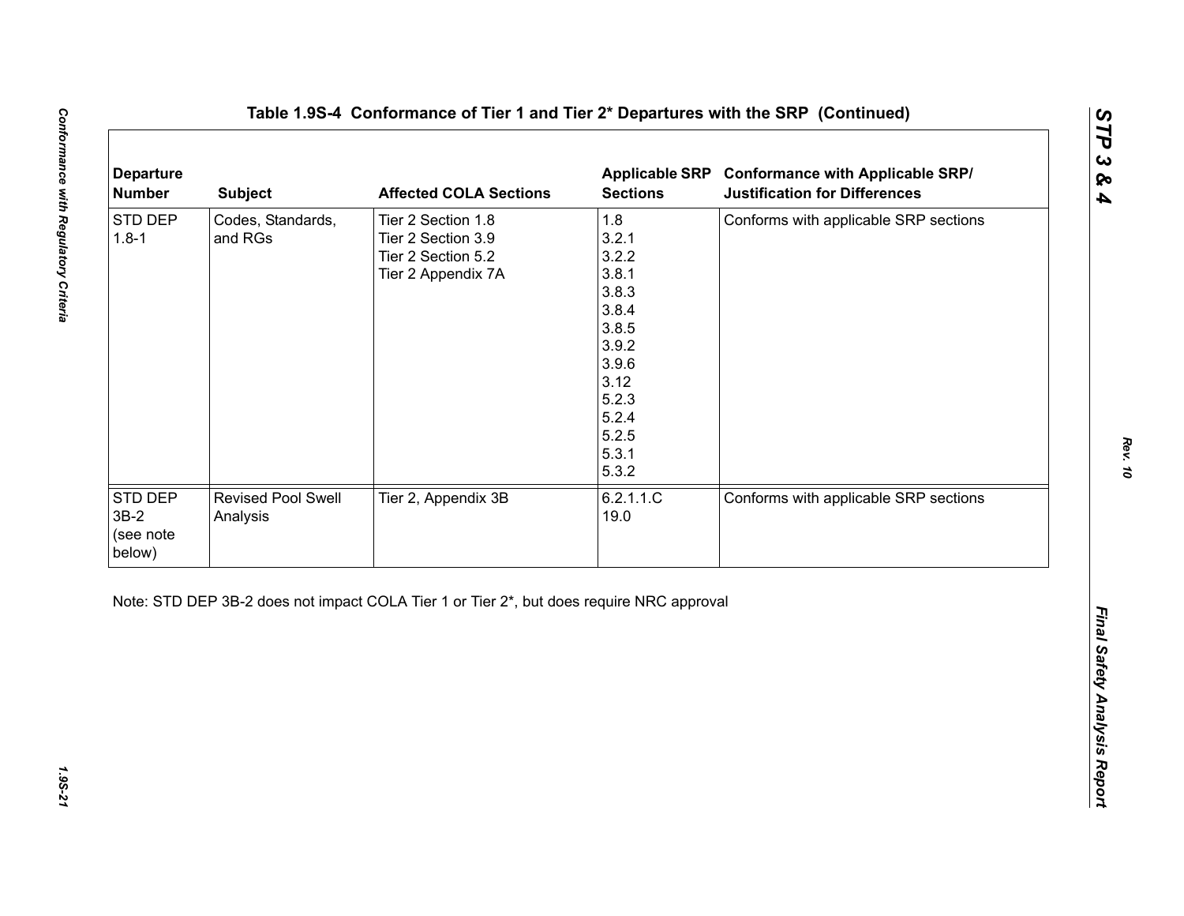**Table 1.9S-4 Conformance of Tier 1 and Tier 2* Departures with the SRP (Continued)**

| Departure Number | Subject | Affected COLA Sections | Applicable SRP Sections | Conformance with Applicable SRP/ Justification for Differences |
|---|---|---|---|---|
| STD DEP 1.8-1 | Codes, Standards, and RGs | Tier 2 Section 1.8<br>Tier 2 Section 3.9<br>Tier 2 Section 5.2<br>Tier 2 Appendix 7A | 1.8<br>3.2.1<br>3.2.2<br>3.8.1<br>3.8.3<br>3.8.4<br>3.8.5<br>3.9.2<br>3.9.6<br>3.12<br>5.2.3<br>5.2.4<br>5.2.5<br>5.3.1<br>5.3.2 | Conforms with applicable SRP sections |
| STD DEP 3B-2 (see note below) | Revised Pool Swell Analysis | Tier 2, Appendix 3B | 6.2.1.1.C<br>19.0 | Conforms with applicable SRP sections |

Note: STD DEP 3B-2 does not impact COLA Tier 1 or Tier 2*, but does require NRC approval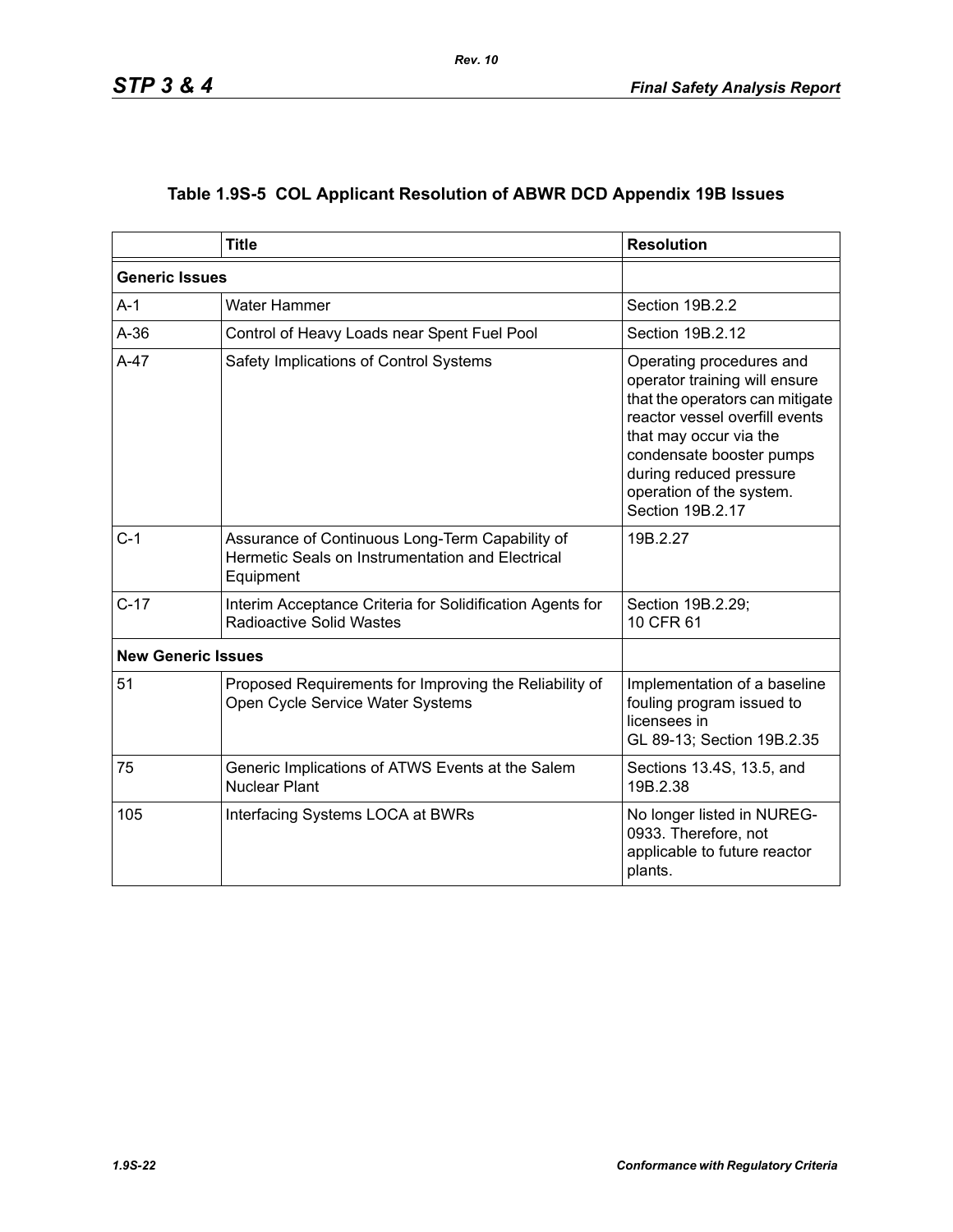## Table 1.9S-5 COL Applicant Resolution of ABWR DCD Appendix 19B Issues

| | Title | Resolution |
|---|---|---|
| **Generic Issues** | | |
| A-1 | Water Hammer | Section 19B.2.2 |
| A-36 | Control of Heavy Loads near Spent Fuel Pool | Section 19B.2.12 |
| A-47 | Safety Implications of Control Systems | Operating procedures and operator training will ensure that the operators can mitigate reactor vessel overfill events that may occur via the condensate booster pumps during reduced pressure operation of the system. Section 19B.2.17 |
| C-1 | Assurance of Continuous Long-Term Capability of Hermetic Seals on Instrumentation and Electrical Equipment | 19B.2.27 |
| C-17 | Interim Acceptance Criteria for Solidification Agents for Radioactive Solid Wastes | Section 19B.2.29; 10 CFR 61 |
| **New Generic Issues** | | |
| 51 | Proposed Requirements for Improving the Reliability of Open Cycle Service Water Systems | Implementation of a baseline fouling program issued to licensees in GL 89-13; Section 19B.2.35 |
| 75 | Generic Implications of ATWS Events at the Salem Nuclear Plant | Sections 13.4S, 13.5, and 19B.2.38 |
| 105 | Interfacing Systems LOCA at BWRs | No longer listed in NUREG-0933. Therefore, not applicable to future reactor plants. |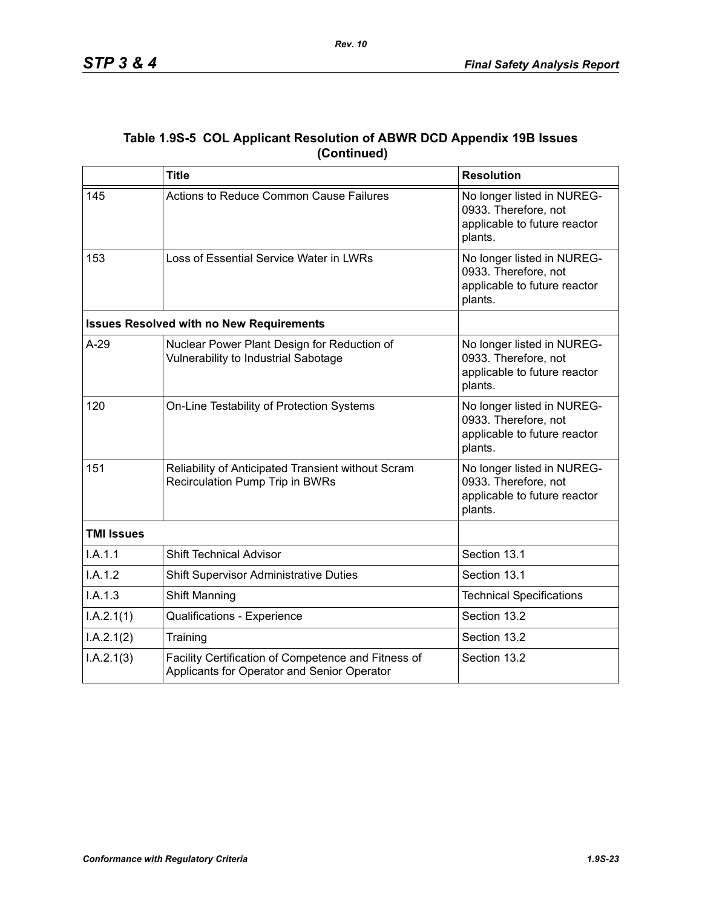## Table 1.9S-5 COL Applicant Resolution of ABWR DCD Appendix 19B Issues (Continued)

| | Title | Resolution |
|---|---|---|
| 145 | Actions to Reduce Common Cause Failures | No longer listed in NUREG-0933. Therefore, not applicable to future reactor plants. |
| 153 | Loss of Essential Service Water in LWRs | No longer listed in NUREG-0933. Therefore, not applicable to future reactor plants. |
| **Issues Resolved with no New Requirements** | | |
| A-29 | Nuclear Power Plant Design for Reduction of Vulnerability to Industrial Sabotage | No longer listed in NUREG-0933. Therefore, not applicable to future reactor plants. |
| 120 | On-Line Testability of Protection Systems | No longer listed in NUREG-0933. Therefore, not applicable to future reactor plants. |
| 151 | Reliability of Anticipated Transient without Scram Recirculation Pump Trip in BWRs | No longer listed in NUREG-0933. Therefore, not applicable to future reactor plants. |
| **TMI Issues** | | |
| I.A.1.1 | Shift Technical Advisor | Section 13.1 |
| I.A.1.2 | Shift Supervisor Administrative Duties | Section 13.1 |
| I.A.1.3 | Shift Manning | Technical Specifications |
| I.A.2.1(1) | Qualifications - Experience | Section 13.2 |
| I.A.2.1(2) | Training | Section 13.2 |
| I.A.2.1(3) | Facility Certification of Competence and Fitness of Applicants for Operator and Senior Operator | Section 13.2 |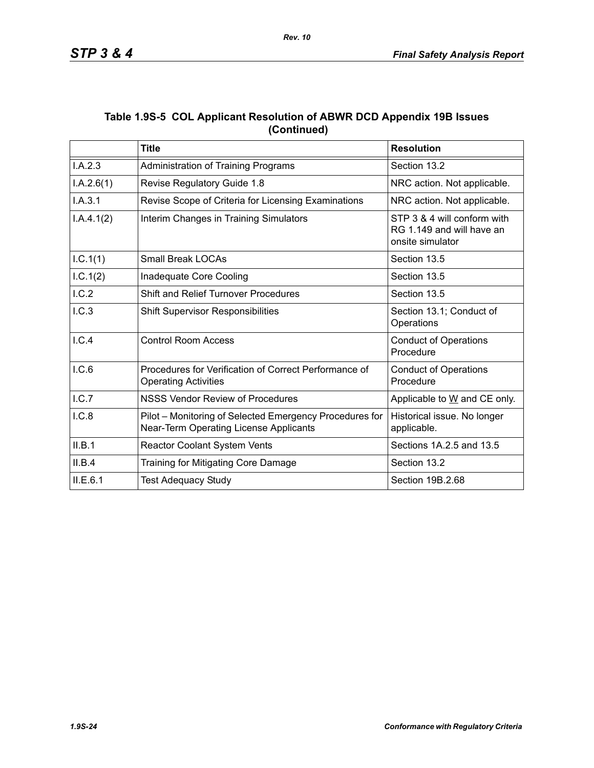### Table 1.9S-5 COL Applicant Resolution of ABWR DCD Appendix 19B Issues (Continued)

| | Title | Resolution |
|---|---|---|
| I.A.2.3 | Administration of Training Programs | Section 13.2 |
| I.A.2.6(1) | Revise Regulatory Guide 1.8 | NRC action. Not applicable. |
| I.A.3.1 | Revise Scope of Criteria for Licensing Examinations | NRC action. Not applicable. |
| I.A.4.1(2) | Interim Changes in Training Simulators | STP 3 & 4 will conform with RG 1.149 and will have an onsite simulator |
| I.C.1(1) | Small Break LOCAs | Section 13.5 |
| I.C.1(2) | Inadequate Core Cooling | Section 13.5 |
| I.C.2 | Shift and Relief Turnover Procedures | Section 13.5 |
| I.C.3 | Shift Supervisor Responsibilities | Section 13.1; Conduct of Operations |
| I.C.4 | Control Room Access | Conduct of Operations Procedure |
| I.C.6 | Procedures for Verification of Correct Performance of Operating Activities | Conduct of Operations Procedure |
| I.C.7 | NSSS Vendor Review of Procedures | Applicable to W and CE only. |
| I.C.8 | Pilot – Monitoring of Selected Emergency Procedures for Near-Term Operating License Applicants | Historical issue. No longer applicable. |
| II.B.1 | Reactor Coolant System Vents | Sections 1A.2.5 and 13.5 |
| II.B.4 | Training for Mitigating Core Damage | Section 13.2 |
| II.E.6.1 | Test Adequacy Study | Section 19B.2.68 |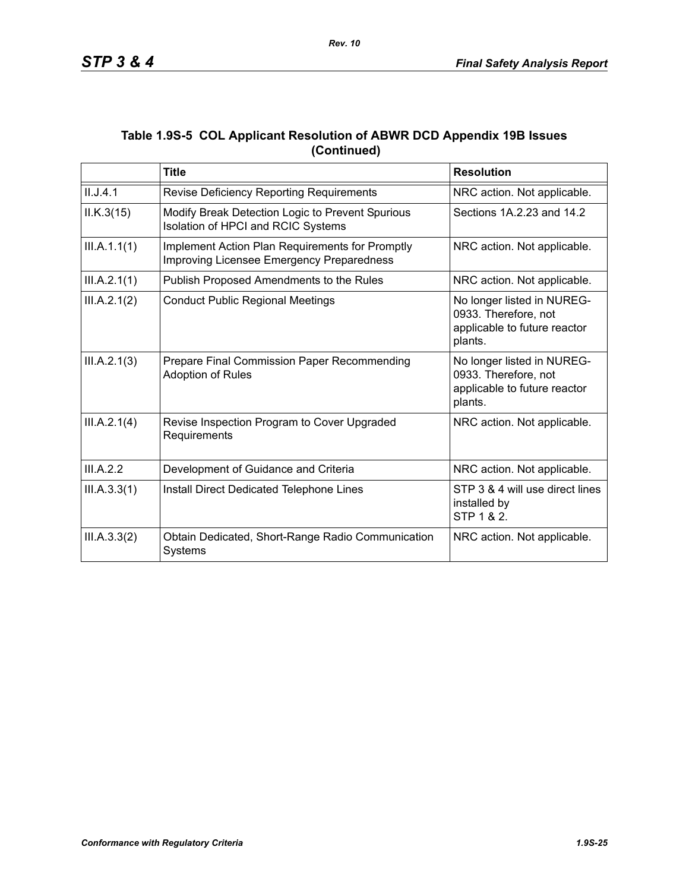**Table 1.9S-5 COL Applicant Resolution of ABWR DCD Appendix 19B Issues (Continued)**

| | Title | Resolution |
|---|---|---|
| II.J.4.1 | Revise Deficiency Reporting Requirements | NRC action. Not applicable. |
| II.K.3(15) | Modify Break Detection Logic to Prevent Spurious Isolation of HPCI and RCIC Systems | Sections 1A.2.23 and 14.2 |
| III.A.1.1(1) | Implement Action Plan Requirements for Promptly Improving Licensee Emergency Preparedness | NRC action. Not applicable. |
| III.A.2.1(1) | Publish Proposed Amendments to the Rules | NRC action. Not applicable. |
| III.A.2.1(2) | Conduct Public Regional Meetings | No longer listed in NUREG-0933. Therefore, not applicable to future reactor plants. |
| III.A.2.1(3) | Prepare Final Commission Paper Recommending Adoption of Rules | No longer listed in NUREG-0933. Therefore, not applicable to future reactor plants. |
| III.A.2.1(4) | Revise Inspection Program to Cover Upgraded Requirements | NRC action. Not applicable. |
| III.A.2.2 | Development of Guidance and Criteria | NRC action. Not applicable. |
| III.A.3.3(1) | Install Direct Dedicated Telephone Lines | STP 3 & 4 will use direct lines installed by STP 1 & 2. |
| III.A.3.3(2) | Obtain Dedicated, Short-Range Radio Communication Systems | NRC action. Not applicable. |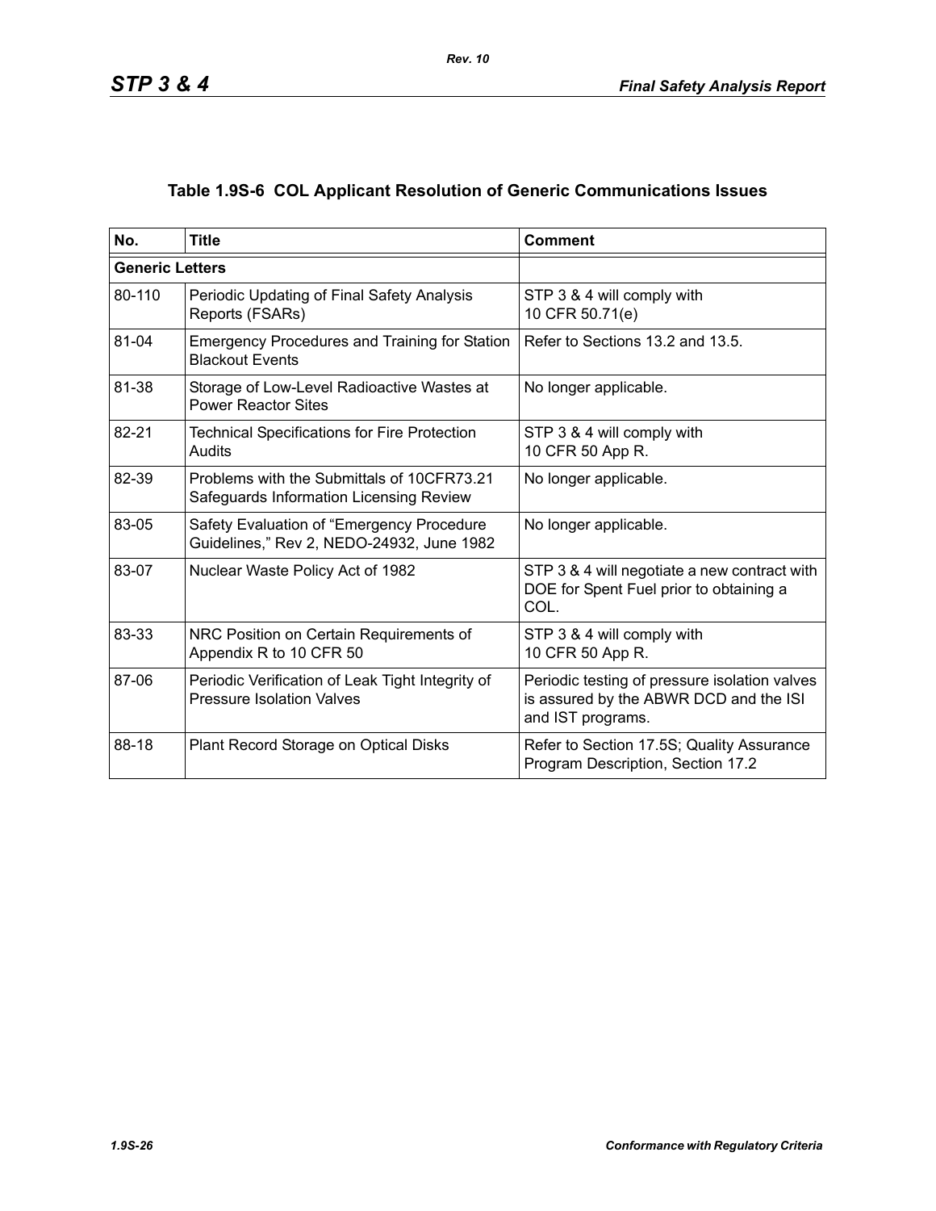## Table 1.9S-6 COL Applicant Resolution of Generic Communications Issues

| No. | Title | Comment |
|---|---|---|
| **Generic Letters** | | |
| 80-110 | Periodic Updating of Final Safety Analysis Reports (FSARs) | STP 3 & 4 will comply with 10 CFR 50.71(e) |
| 81-04 | Emergency Procedures and Training for Station Blackout Events | Refer to Sections 13.2 and 13.5. |
| 81-38 | Storage of Low-Level Radioactive Wastes at Power Reactor Sites | No longer applicable. |
| 82-21 | Technical Specifications for Fire Protection Audits | STP 3 & 4 will comply with 10 CFR 50 App R. |
| 82-39 | Problems with the Submittals of 10CFR73.21 Safeguards Information Licensing Review | No longer applicable. |
| 83-05 | Safety Evaluation of "Emergency Procedure Guidelines," Rev 2, NEDO-24932, June 1982 | No longer applicable. |
| 83-07 | Nuclear Waste Policy Act of 1982 | STP 3 & 4 will negotiate a new contract with DOE for Spent Fuel prior to obtaining a COL. |
| 83-33 | NRC Position on Certain Requirements of Appendix R to 10 CFR 50 | STP 3 & 4 will comply with 10 CFR 50 App R. |
| 87-06 | Periodic Verification of Leak Tight Integrity of Pressure Isolation Valves | Periodic testing of pressure isolation valves is assured by the ABWR DCD and the ISI and IST programs. |
| 88-18 | Plant Record Storage on Optical Disks | Refer to Section 17.5S; Quality Assurance Program Description, Section 17.2 |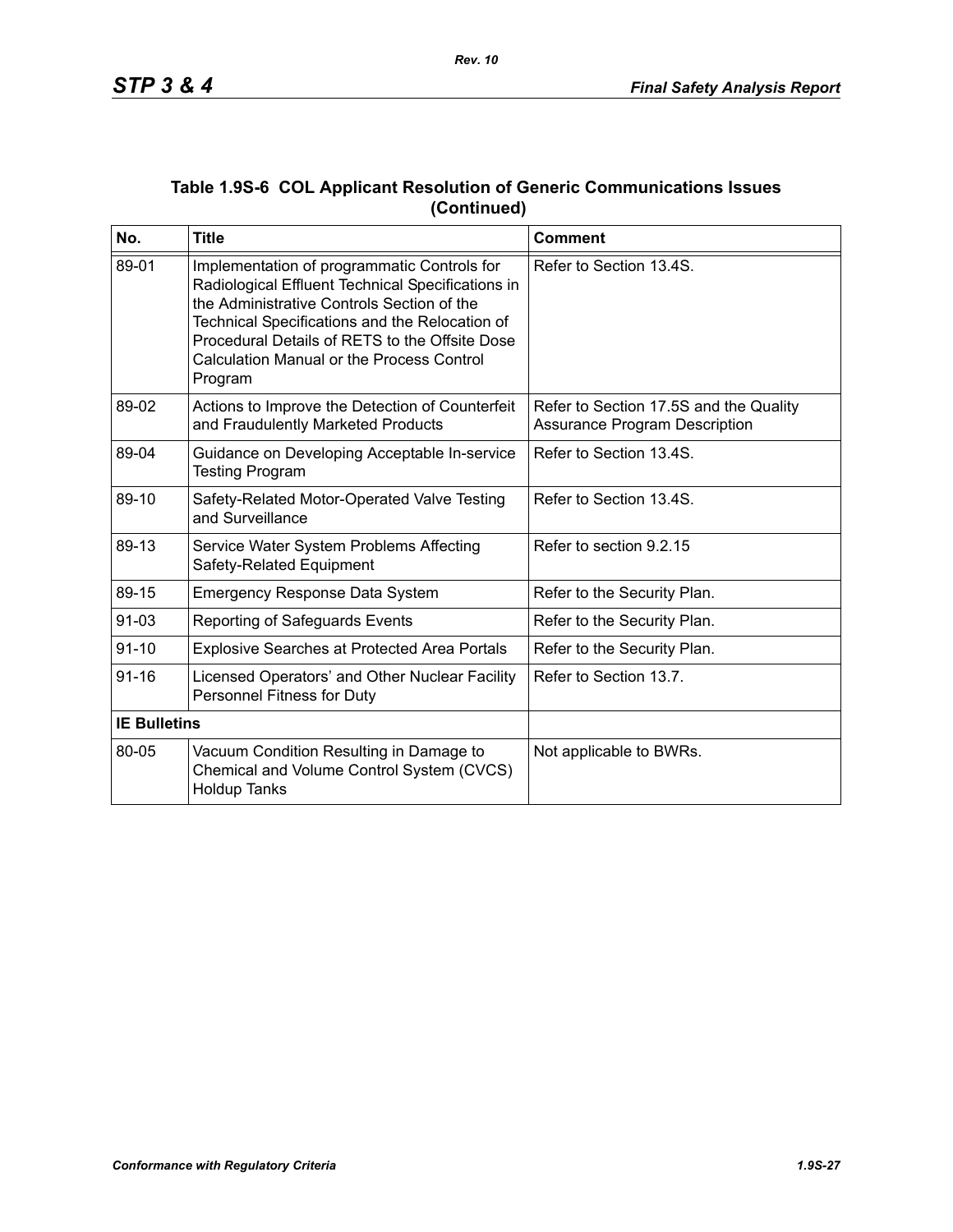### Table 1.9S-6 COL Applicant Resolution of Generic Communications Issues (Continued)

| No. | Title | Comment |
|---|---|---|
| 89-01 | Implementation of programmatic Controls for Radiological Effluent Technical Specifications in the Administrative Controls Section of the Technical Specifications and the Relocation of Procedural Details of RETS to the Offsite Dose Calculation Manual or the Process Control Program | Refer to Section 13.4S. |
| 89-02 | Actions to Improve the Detection of Counterfeit and Fraudulently Marketed Products | Refer to Section 17.5S and the Quality Assurance Program Description |
| 89-04 | Guidance on Developing Acceptable In-service Testing Program | Refer to Section 13.4S. |
| 89-10 | Safety-Related Motor-Operated Valve Testing and Surveillance | Refer to Section 13.4S. |
| 89-13 | Service Water System Problems Affecting Safety-Related Equipment | Refer to section 9.2.15 |
| 89-15 | Emergency Response Data System | Refer to the Security Plan. |
| 91-03 | Reporting of Safeguards Events | Refer to the Security Plan. |
| 91-10 | Explosive Searches at Protected Area Portals | Refer to the Security Plan. |
| 91-16 | Licensed Operators' and Other Nuclear Facility Personnel Fitness for Duty | Refer to Section 13.7. |
| **IE Bulletins** | | |
| 80-05 | Vacuum Condition Resulting in Damage to Chemical and Volume Control System (CVCS) Holdup Tanks | Not applicable to BWRs. |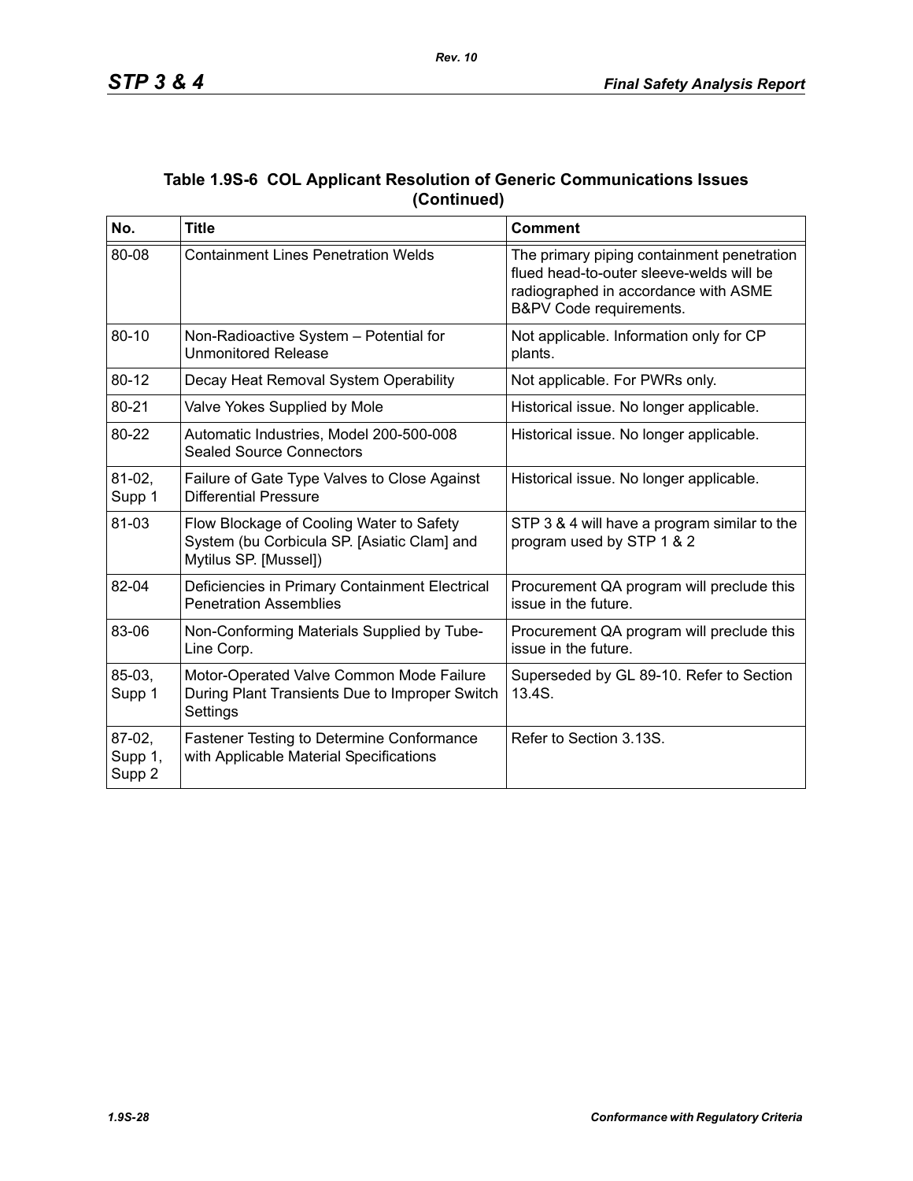### Table 1.9S-6 COL Applicant Resolution of Generic Communications Issues (Continued)

| No. | Title | Comment |
|---|---|---|
| 80-08 | Containment Lines Penetration Welds | The primary piping containment penetration flued head-to-outer sleeve-welds will be radiographed in accordance with ASME B&PV Code requirements. |
| 80-10 | Non-Radioactive System – Potential for Unmonitored Release | Not applicable. Information only for CP plants. |
| 80-12 | Decay Heat Removal System Operability | Not applicable. For PWRs only. |
| 80-21 | Valve Yokes Supplied by Mole | Historical issue. No longer applicable. |
| 80-22 | Automatic Industries, Model 200-500-008 Sealed Source Connectors | Historical issue. No longer applicable. |
| 81-02, Supp 1 | Failure of Gate Type Valves to Close Against Differential Pressure | Historical issue. No longer applicable. |
| 81-03 | Flow Blockage of Cooling Water to Safety System (bu Corbicula SP. [Asiatic Clam] and Mytilus SP. [Mussel]) | STP 3 & 4 will have a program similar to the program used by STP 1 & 2 |
| 82-04 | Deficiencies in Primary Containment Electrical Penetration Assemblies | Procurement QA program will preclude this issue in the future. |
| 83-06 | Non-Conforming Materials Supplied by Tube-Line Corp. | Procurement QA program will preclude this issue in the future. |
| 85-03, Supp 1 | Motor-Operated Valve Common Mode Failure During Plant Transients Due to Improper Switch Settings | Superseded by GL 89-10. Refer to Section 13.4S. |
| 87-02, Supp 1, Supp 2 | Fastener Testing to Determine Conformance with Applicable Material Specifications | Refer to Section 3.13S. |